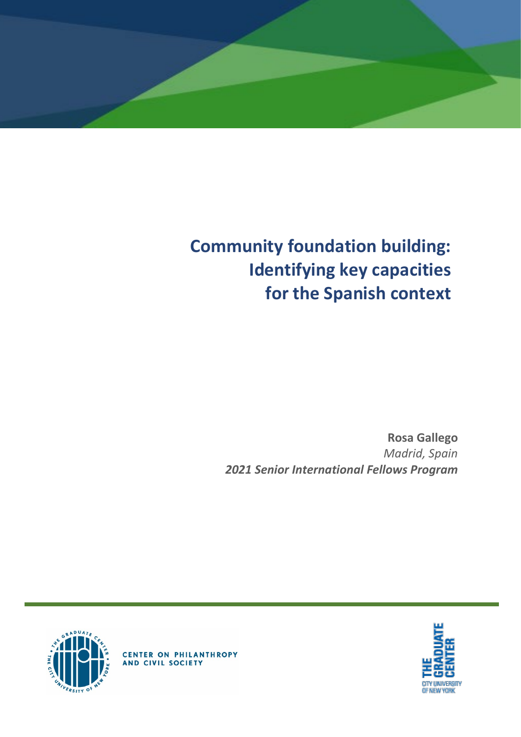# Community foundation building: Identifying key capacities for the Spanish context

**Rosa Gallego**
*Madrid, Spain*
***2021 Senior International Fellows Program***

CENTER ON PHILANTHROPY AND CIVIL SOCIETY

THE GRADUATE CENTER
CITY UNIVERSITY OF NEW YORK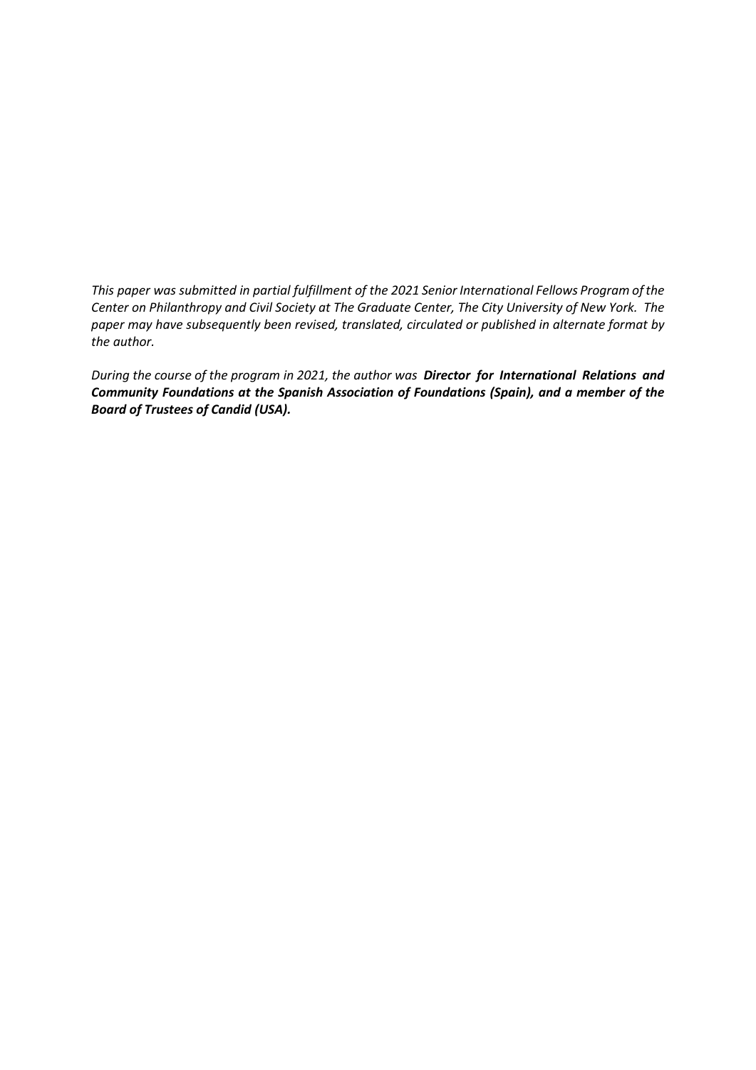*This paper was submitted in partial fulfillment of the 2021 Senior International Fellows Program of the Center on Philanthropy and Civil Society at The Graduate Center, The City University of New York. The paper may have subsequently been revised, translated, circulated or published in alternate format by the author.*

*During the course of the program in 2021, the author was* ***Director for International Relations and Community Foundations at the Spanish Association of Foundations (Spain), and a member of the Board of Trustees of Candid (USA).***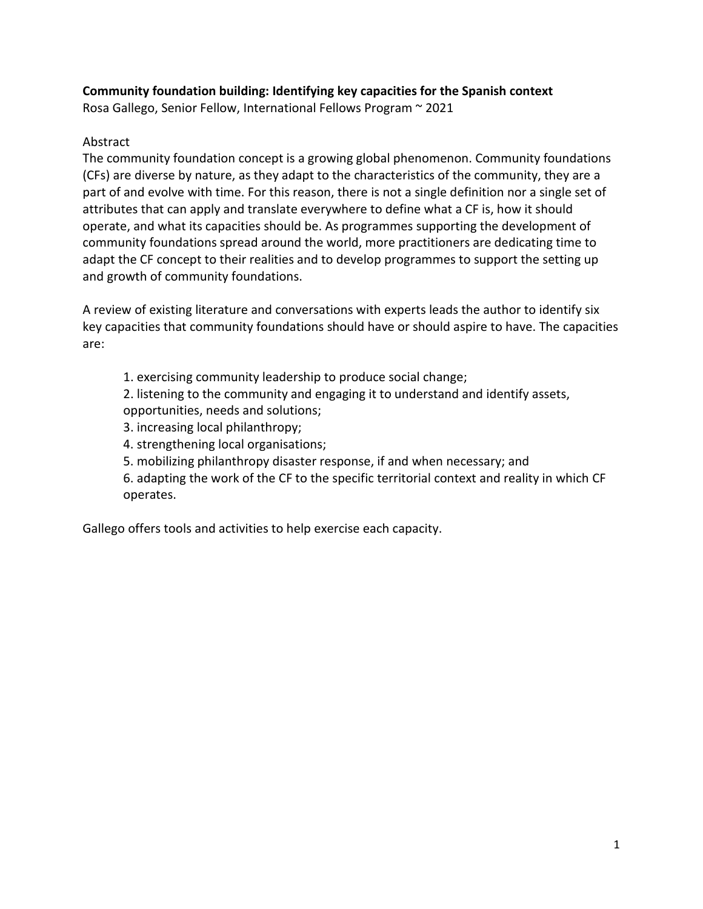**Community foundation building: Identifying key capacities for the Spanish context**
Rosa Gallego, Senior Fellow, International Fellows Program ~ 2021

Abstract

The community foundation concept is a growing global phenomenon. Community foundations (CFs) are diverse by nature, as they adapt to the characteristics of the community, they are a part of and evolve with time. For this reason, there is not a single definition nor a single set of attributes that can apply and translate everywhere to define what a CF is, how it should operate, and what its capacities should be. As programmes supporting the development of community foundations spread around the world, more practitioners are dedicating time to adapt the CF concept to their realities and to develop programmes to support the setting up and growth of community foundations.

A review of existing literature and conversations with experts leads the author to identify six key capacities that community foundations should have or should aspire to have. The capacities are:

1. exercising community leadership to produce social change;
2. listening to the community and engaging it to understand and identify assets, opportunities, needs and solutions;
3. increasing local philanthropy;
4. strengthening local organisations;
5. mobilizing philanthropy disaster response, if and when necessary; and
6. adapting the work of the CF to the specific territorial context and reality in which CF operates.

Gallego offers tools and activities to help exercise each capacity.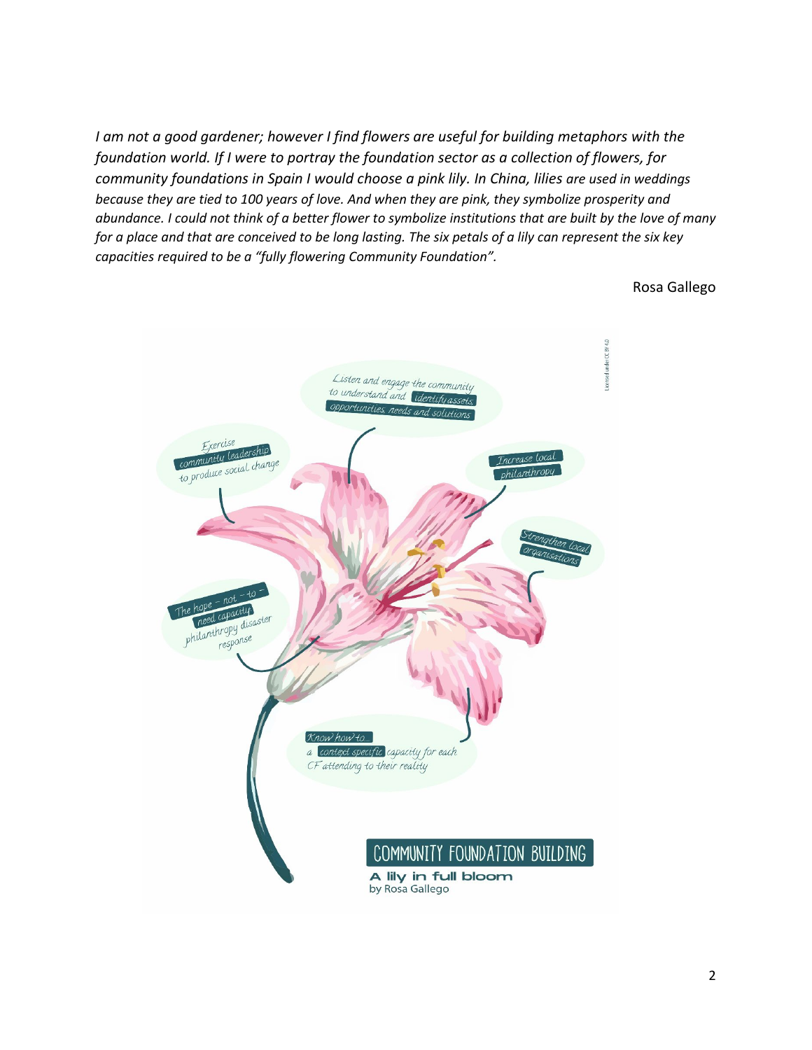*I am not a good gardener; however I find flowers are useful for building metaphors with the foundation world. If I were to portray the foundation sector as a collection of flowers, for community foundations in Spain I would choose a pink lily. In China, lilies are used in weddings because they are tied to 100 years of love. And when they are pink, they symbolize prosperity and abundance. I could not think of a better flower to symbolize institutions that are built by the love of many for a place and that are conceived to be long lasting. The six petals of a lily can represent the six key capacities required to be a "fully flowering Community Foundation".*

Rosa Gallego

Listen and engage the community to understand and identify assets, opportunities, needs and solutions

Exercise community leadership to produce social change

Increase local philanthropy

Strengthen local organisations

The hope – not – to – need capacity: philanthropy disaster response

Know how to... a context specific capacity for each CF attending to their reality

COMMUNITY FOUNDATION BUILDING

A lily in full bloom

by Rosa Gallego

Licensed under CC BY 4.0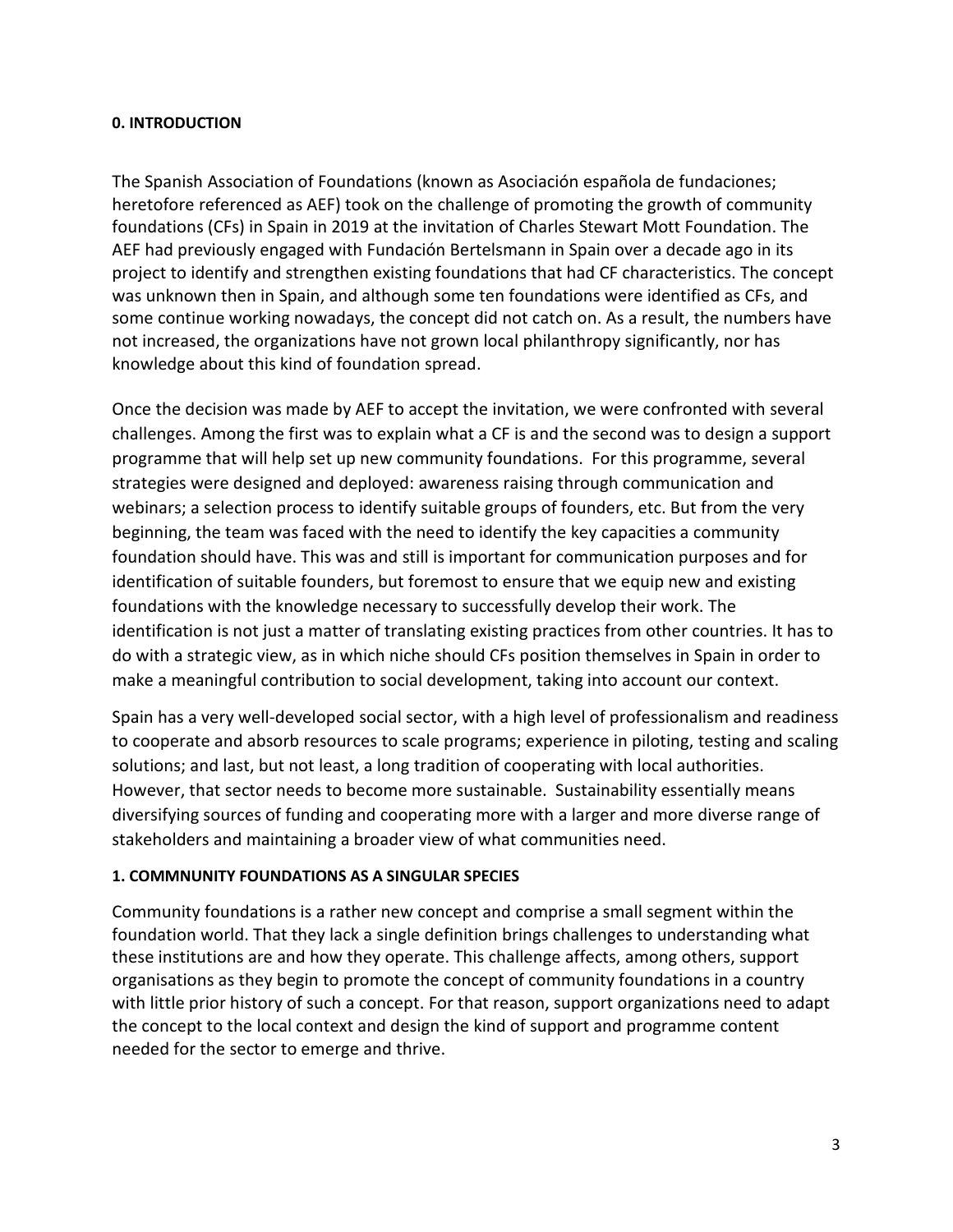**0. INTRODUCTION**

The Spanish Association of Foundations (known as Asociación española de fundaciones; heretofore referenced as AEF) took on the challenge of promoting the growth of community foundations (CFs) in Spain in 2019 at the invitation of Charles Stewart Mott Foundation. The AEF had previously engaged with Fundación Bertelsmann in Spain over a decade ago in its project to identify and strengthen existing foundations that had CF characteristics. The concept was unknown then in Spain, and although some ten foundations were identified as CFs, and some continue working nowadays, the concept did not catch on. As a result, the numbers have not increased, the organizations have not grown local philanthropy significantly, nor has knowledge about this kind of foundation spread.

Once the decision was made by AEF to accept the invitation, we were confronted with several challenges. Among the first was to explain what a CF is and the second was to design a support programme that will help set up new community foundations. For this programme, several strategies were designed and deployed: awareness raising through communication and webinars; a selection process to identify suitable groups of founders, etc. But from the very beginning, the team was faced with the need to identify the key capacities a community foundation should have. This was and still is important for communication purposes and for identification of suitable founders, but foremost to ensure that we equip new and existing foundations with the knowledge necessary to successfully develop their work. The identification is not just a matter of translating existing practices from other countries. It has to do with a strategic view, as in which niche should CFs position themselves in Spain in order to make a meaningful contribution to social development, taking into account our context.

Spain has a very well-developed social sector, with a high level of professionalism and readiness to cooperate and absorb resources to scale programs; experience in piloting, testing and scaling solutions; and last, but not least, a long tradition of cooperating with local authorities. However, that sector needs to become more sustainable. Sustainability essentially means diversifying sources of funding and cooperating more with a larger and more diverse range of stakeholders and maintaining a broader view of what communities need.

**1. COMMNUNITY FOUNDATIONS AS A SINGULAR SPECIES**

Community foundations is a rather new concept and comprise a small segment within the foundation world. That they lack a single definition brings challenges to understanding what these institutions are and how they operate. This challenge affects, among others, support organisations as they begin to promote the concept of community foundations in a country with little prior history of such a concept. For that reason, support organizations need to adapt the concept to the local context and design the kind of support and programme content needed for the sector to emerge and thrive.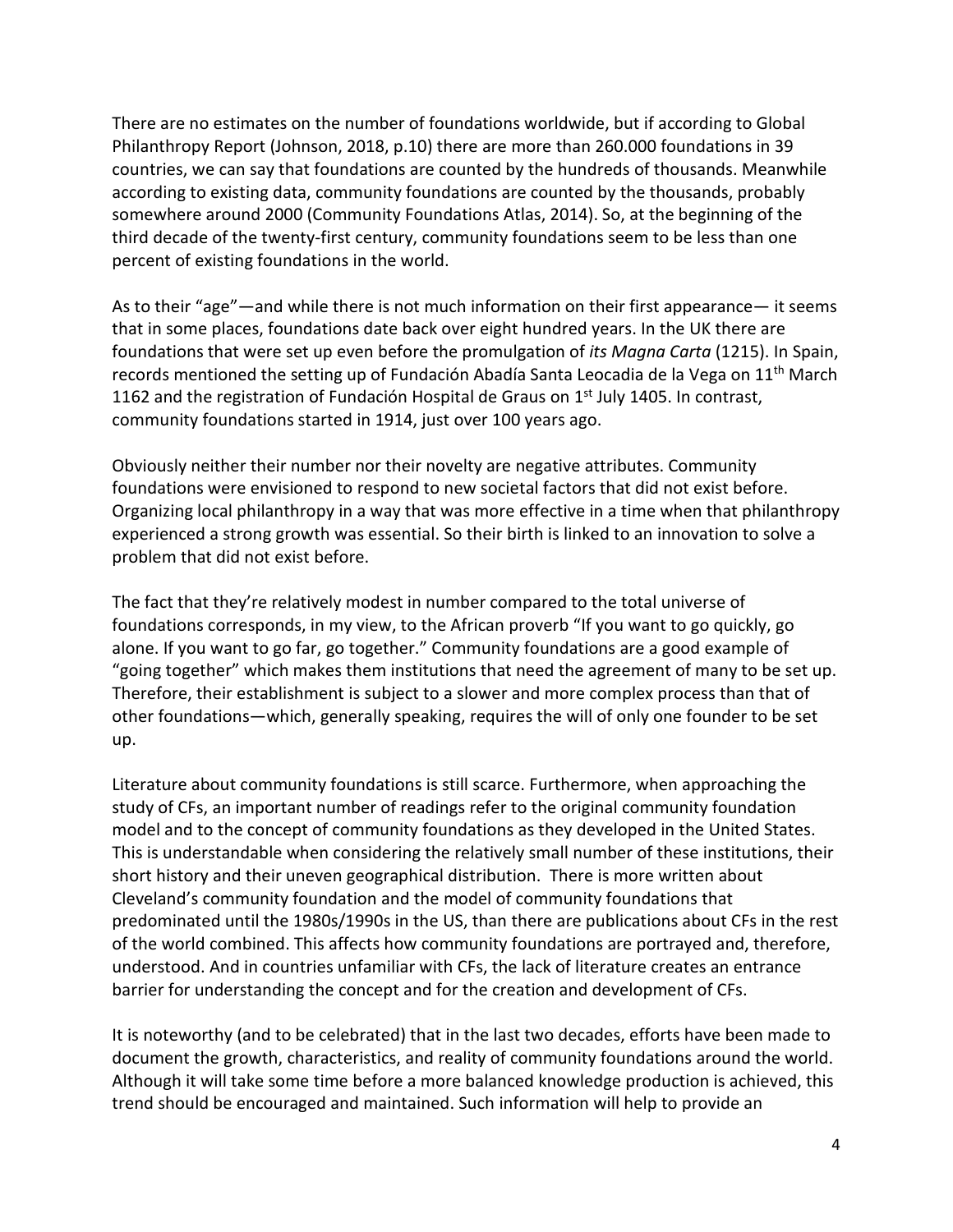There are no estimates on the number of foundations worldwide, but if according to Global Philanthropy Report (Johnson, 2018, p.10) there are more than 260.000 foundations in 39 countries, we can say that foundations are counted by the hundreds of thousands. Meanwhile according to existing data, community foundations are counted by the thousands, probably somewhere around 2000 (Community Foundations Atlas, 2014). So, at the beginning of the third decade of the twenty-first century, community foundations seem to be less than one percent of existing foundations in the world.

As to their "age"—and while there is not much information on their first appearance— it seems that in some places, foundations date back over eight hundred years. In the UK there are foundations that were set up even before the promulgation of *its Magna Carta* (1215). In Spain, records mentioned the setting up of Fundación Abadía Santa Leocadia de la Vega on 11th March 1162 and the registration of Fundación Hospital de Graus on 1st July 1405. In contrast, community foundations started in 1914, just over 100 years ago.

Obviously neither their number nor their novelty are negative attributes. Community foundations were envisioned to respond to new societal factors that did not exist before. Organizing local philanthropy in a way that was more effective in a time when that philanthropy experienced a strong growth was essential. So their birth is linked to an innovation to solve a problem that did not exist before.

The fact that they're relatively modest in number compared to the total universe of foundations corresponds, in my view, to the African proverb "If you want to go quickly, go alone. If you want to go far, go together." Community foundations are a good example of "going together" which makes them institutions that need the agreement of many to be set up. Therefore, their establishment is subject to a slower and more complex process than that of other foundations—which, generally speaking, requires the will of only one founder to be set up.

Literature about community foundations is still scarce. Furthermore, when approaching the study of CFs, an important number of readings refer to the original community foundation model and to the concept of community foundations as they developed in the United States. This is understandable when considering the relatively small number of these institutions, their short history and their uneven geographical distribution. There is more written about Cleveland's community foundation and the model of community foundations that predominated until the 1980s/1990s in the US, than there are publications about CFs in the rest of the world combined. This affects how community foundations are portrayed and, therefore, understood. And in countries unfamiliar with CFs, the lack of literature creates an entrance barrier for understanding the concept and for the creation and development of CFs.

It is noteworthy (and to be celebrated) that in the last two decades, efforts have been made to document the growth, characteristics, and reality of community foundations around the world. Although it will take some time before a more balanced knowledge production is achieved, this trend should be encouraged and maintained. Such information will help to provide an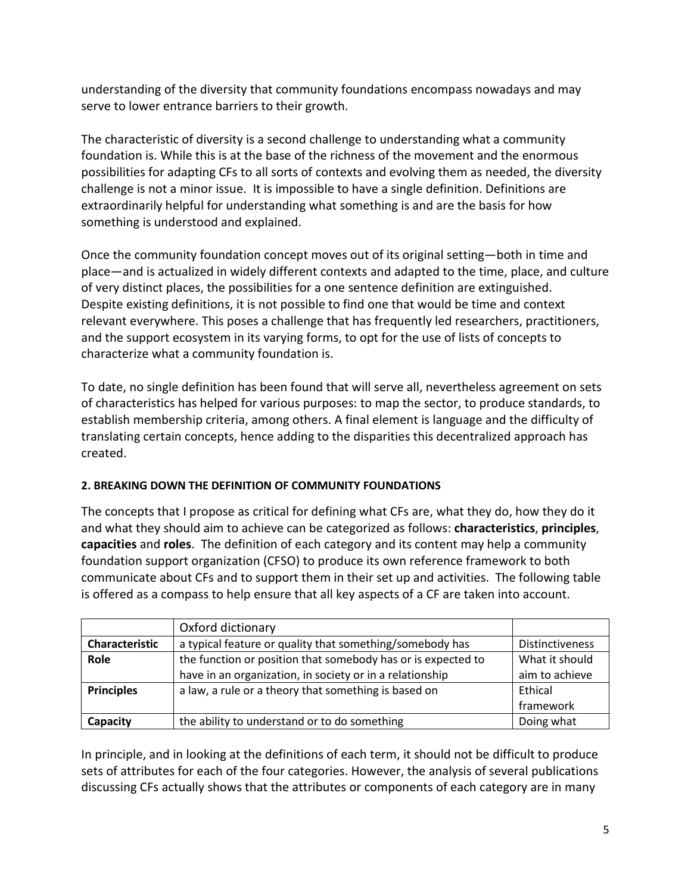understanding of the diversity that community foundations encompass nowadays and may serve to lower entrance barriers to their growth.

The characteristic of diversity is a second challenge to understanding what a community foundation is. While this is at the base of the richness of the movement and the enormous possibilities for adapting CFs to all sorts of contexts and evolving them as needed, the diversity challenge is not a minor issue. It is impossible to have a single definition. Definitions are extraordinarily helpful for understanding what something is and are the basis for how something is understood and explained.

Once the community foundation concept moves out of its original setting—both in time and place—and is actualized in widely different contexts and adapted to the time, place, and culture of very distinct places, the possibilities for a one sentence definition are extinguished. Despite existing definitions, it is not possible to find one that would be time and context relevant everywhere. This poses a challenge that has frequently led researchers, practitioners, and the support ecosystem in its varying forms, to opt for the use of lists of concepts to characterize what a community foundation is.

To date, no single definition has been found that will serve all, nevertheless agreement on sets of characteristics has helped for various purposes: to map the sector, to produce standards, to establish membership criteria, among others. A final element is language and the difficulty of translating certain concepts, hence adding to the disparities this decentralized approach has created.

**2. BREAKING DOWN THE DEFINITION OF COMMUNITY FOUNDATIONS**

The concepts that I propose as critical for defining what CFs are, what they do, how they do it and what they should aim to achieve can be categorized as follows: **characteristics**, **principles**, **capacities** and **roles**. The definition of each category and its content may help a community foundation support organization (CFSO) to produce its own reference framework to both communicate about CFs and to support them in their set up and activities. The following table is offered as a compass to help ensure that all key aspects of a CF are taken into account.

| | Oxford dictionary | |
|---|---|---|
| **Characteristic** | a typical feature or quality that something/somebody has | Distinctiveness |
| **Role** | the function or position that somebody has or is expected to have in an organization, in society or in a relationship | What it should aim to achieve |
| **Principles** | a law, a rule or a theory that something is based on | Ethical framework |
| **Capacity** | the ability to understand or to do something | Doing what |

In principle, and in looking at the definitions of each term, it should not be difficult to produce sets of attributes for each of the four categories. However, the analysis of several publications discussing CFs actually shows that the attributes or components of each category are in many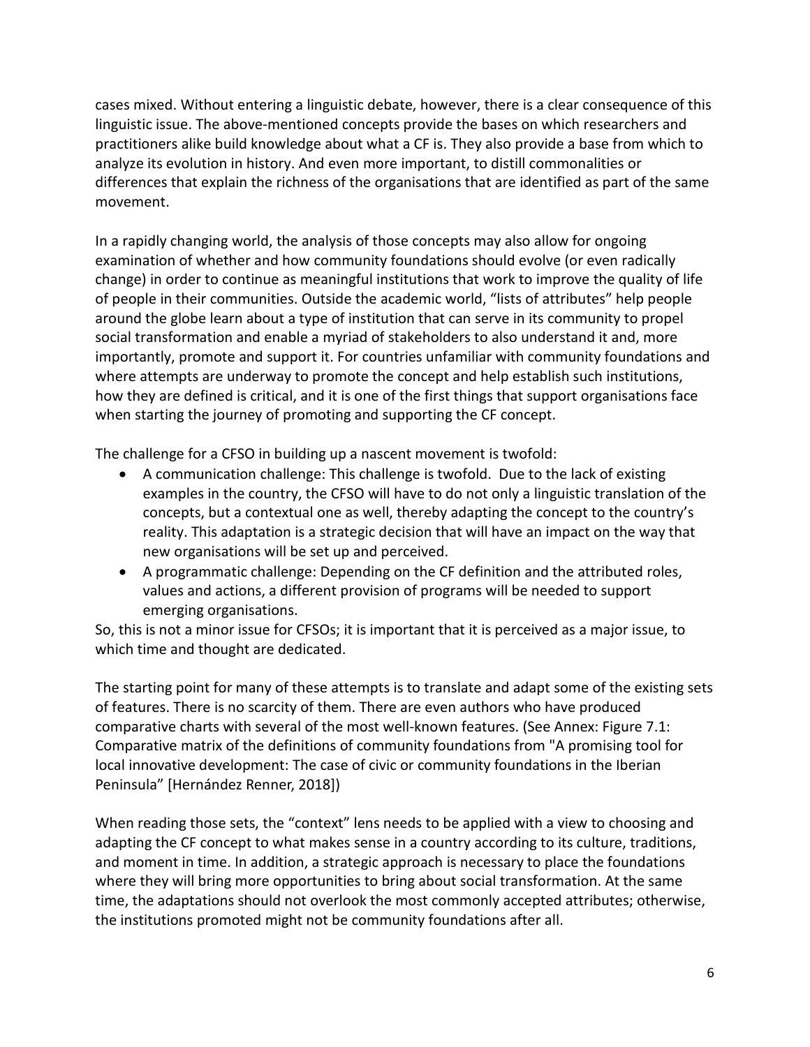cases mixed. Without entering a linguistic debate, however, there is a clear consequence of this linguistic issue. The above-mentioned concepts provide the bases on which researchers and practitioners alike build knowledge about what a CF is. They also provide a base from which to analyze its evolution in history. And even more important, to distill commonalities or differences that explain the richness of the organisations that are identified as part of the same movement.

In a rapidly changing world, the analysis of those concepts may also allow for ongoing examination of whether and how community foundations should evolve (or even radically change) in order to continue as meaningful institutions that work to improve the quality of life of people in their communities. Outside the academic world, "lists of attributes" help people around the globe learn about a type of institution that can serve in its community to propel social transformation and enable a myriad of stakeholders to also understand it and, more importantly, promote and support it. For countries unfamiliar with community foundations and where attempts are underway to promote the concept and help establish such institutions, how they are defined is critical, and it is one of the first things that support organisations face when starting the journey of promoting and supporting the CF concept.

The challenge for a CFSO in building up a nascent movement is twofold:

- A communication challenge: This challenge is twofold. Due to the lack of existing examples in the country, the CFSO will have to do not only a linguistic translation of the concepts, but a contextual one as well, thereby adapting the concept to the country's reality. This adaptation is a strategic decision that will have an impact on the way that new organisations will be set up and perceived.
- A programmatic challenge: Depending on the CF definition and the attributed roles, values and actions, a different provision of programs will be needed to support emerging organisations.

So, this is not a minor issue for CFSOs; it is important that it is perceived as a major issue, to which time and thought are dedicated.

The starting point for many of these attempts is to translate and adapt some of the existing sets of features. There is no scarcity of them. There are even authors who have produced comparative charts with several of the most well-known features. (See Annex: Figure 7.1: Comparative matrix of the definitions of community foundations from "A promising tool for local innovative development: The case of civic or community foundations in the Iberian Peninsula" [Hernández Renner, 2018])

When reading those sets, the "context" lens needs to be applied with a view to choosing and adapting the CF concept to what makes sense in a country according to its culture, traditions, and moment in time. In addition, a strategic approach is necessary to place the foundations where they will bring more opportunities to bring about social transformation. At the same time, the adaptations should not overlook the most commonly accepted attributes; otherwise, the institutions promoted might not be community foundations after all.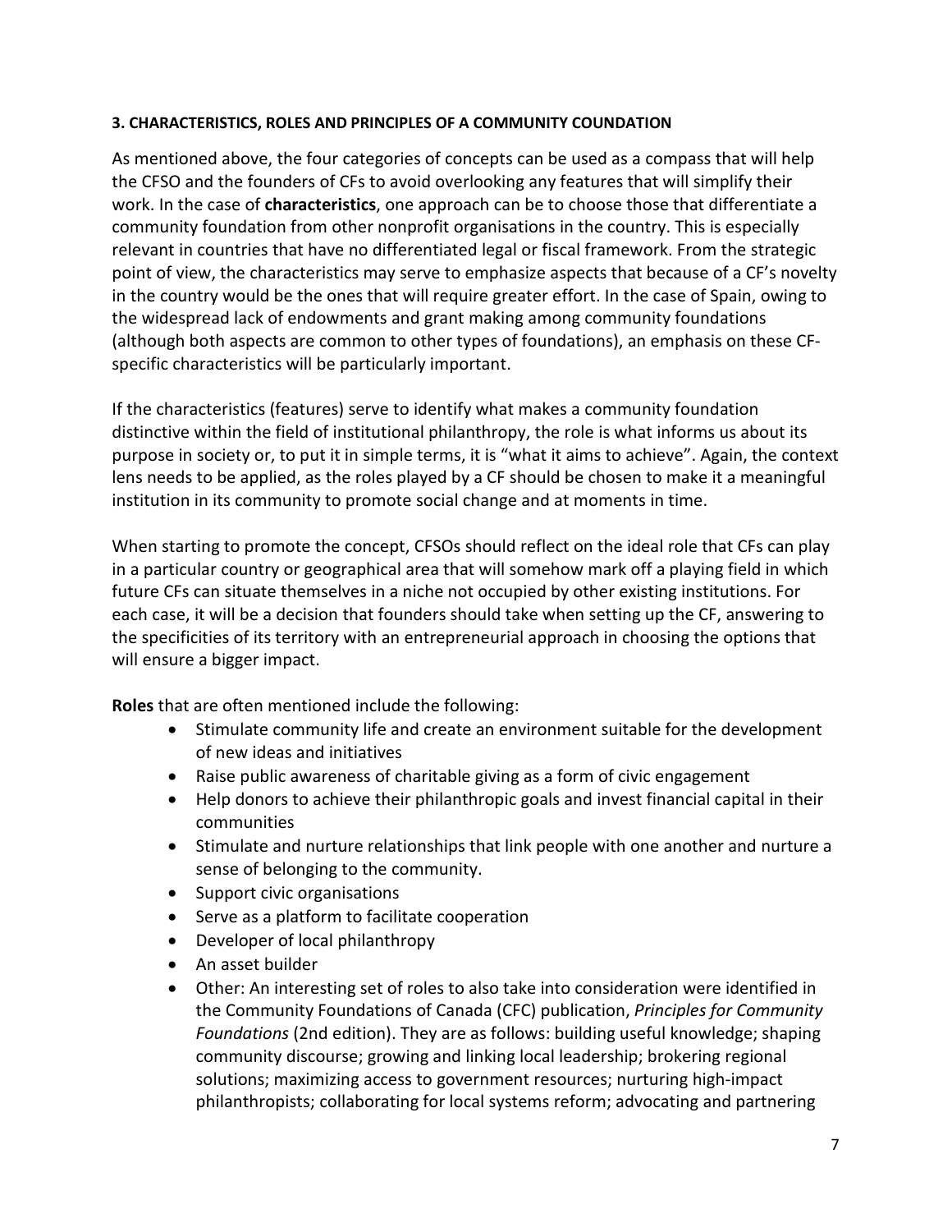**3. CHARACTERISTICS, ROLES AND PRINCIPLES OF A COMMUNITY COUNDATION**

As mentioned above, the four categories of concepts can be used as a compass that will help the CFSO and the founders of CFs to avoid overlooking any features that will simplify their work. In the case of **characteristics**, one approach can be to choose those that differentiate a community foundation from other nonprofit organisations in the country. This is especially relevant in countries that have no differentiated legal or fiscal framework. From the strategic point of view, the characteristics may serve to emphasize aspects that because of a CF's novelty in the country would be the ones that will require greater effort. In the case of Spain, owing to the widespread lack of endowments and grant making among community foundations (although both aspects are common to other types of foundations), an emphasis on these CF-specific characteristics will be particularly important.

If the characteristics (features) serve to identify what makes a community foundation distinctive within the field of institutional philanthropy, the role is what informs us about its purpose in society or, to put it in simple terms, it is "what it aims to achieve". Again, the context lens needs to be applied, as the roles played by a CF should be chosen to make it a meaningful institution in its community to promote social change and at moments in time.

When starting to promote the concept, CFSOs should reflect on the ideal role that CFs can play in a particular country or geographical area that will somehow mark off a playing field in which future CFs can situate themselves in a niche not occupied by other existing institutions. For each case, it will be a decision that founders should take when setting up the CF, answering to the specificities of its territory with an entrepreneurial approach in choosing the options that will ensure a bigger impact.

**Roles** that are often mentioned include the following:

- Stimulate community life and create an environment suitable for the development of new ideas and initiatives
- Raise public awareness of charitable giving as a form of civic engagement
- Help donors to achieve their philanthropic goals and invest financial capital in their communities
- Stimulate and nurture relationships that link people with one another and nurture a sense of belonging to the community.
- Support civic organisations
- Serve as a platform to facilitate cooperation
- Developer of local philanthropy
- An asset builder
- Other: An interesting set of roles to also take into consideration were identified in the Community Foundations of Canada (CFC) publication, *Principles for Community Foundations* (2nd edition). They are as follows: building useful knowledge; shaping community discourse; growing and linking local leadership; brokering regional solutions; maximizing access to government resources; nurturing high-impact philanthropists; collaborating for local systems reform; advocating and partnering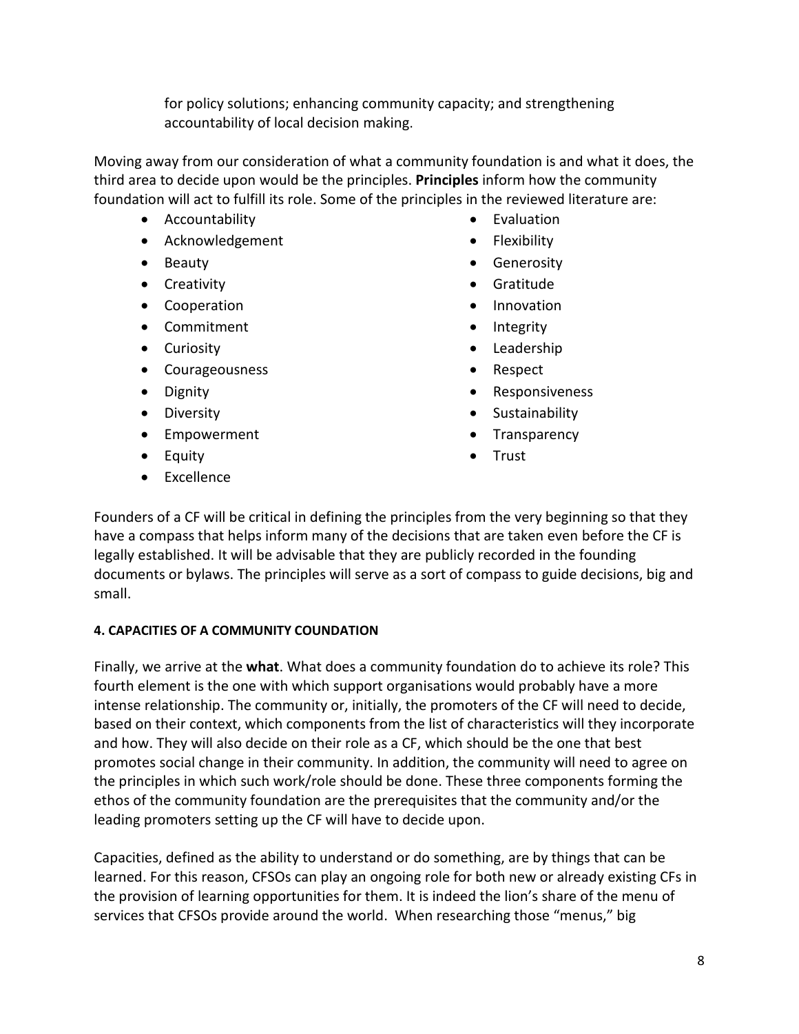for policy solutions; enhancing community capacity; and strengthening accountability of local decision making.

Moving away from our consideration of what a community foundation is and what it does, the third area to decide upon would be the principles. **Principles** inform how the community foundation will act to fulfill its role. Some of the principles in the reviewed literature are:

- Accountability
- Acknowledgement
- Beauty
- Creativity
- Cooperation
- Commitment
- Curiosity
- Courageousness
- Dignity
- Diversity
- Empowerment
- Equity
- Excellence
- Evaluation
- Flexibility
- Generosity
- Gratitude
- Innovation
- Integrity
- Leadership
- Respect
- Responsiveness
- Sustainability
- Transparency
- Trust

Founders of a CF will be critical in defining the principles from the very beginning so that they have a compass that helps inform many of the decisions that are taken even before the CF is legally established. It will be advisable that they are publicly recorded in the founding documents or bylaws. The principles will serve as a sort of compass to guide decisions, big and small.

**4. CAPACITIES OF A COMMUNITY COUNDATION**

Finally, we arrive at the **what**. What does a community foundation do to achieve its role? This fourth element is the one with which support organisations would probably have a more intense relationship. The community or, initially, the promoters of the CF will need to decide, based on their context, which components from the list of characteristics will they incorporate and how. They will also decide on their role as a CF, which should be the one that best promotes social change in their community. In addition, the community will need to agree on the principles in which such work/role should be done. These three components forming the ethos of the community foundation are the prerequisites that the community and/or the leading promoters setting up the CF will have to decide upon.

Capacities, defined as the ability to understand or do something, are by things that can be learned. For this reason, CFSOs can play an ongoing role for both new or already existing CFs in the provision of learning opportunities for them. It is indeed the lion's share of the menu of services that CFSOs provide around the world. When researching those "menus," big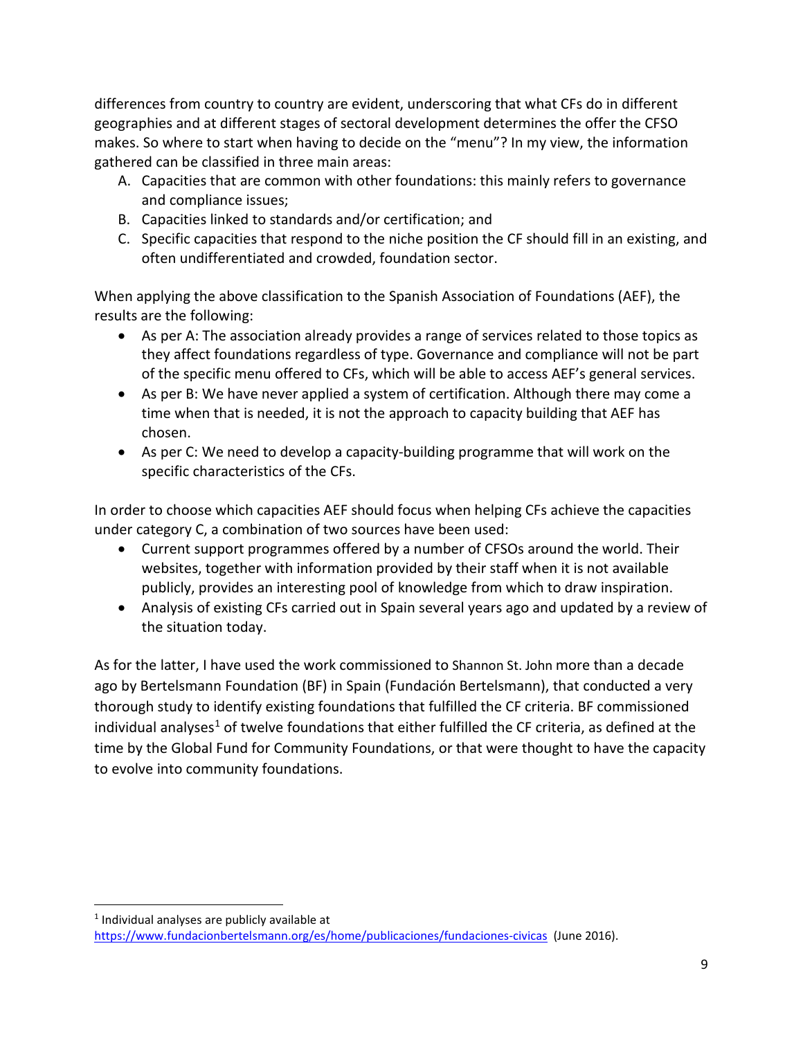differences from country to country are evident, underscoring that what CFs do in different geographies and at different stages of sectoral development determines the offer the CFSO makes. So where to start when having to decide on the "menu"? In my view, the information gathered can be classified in three main areas:

A. Capacities that are common with other foundations: this mainly refers to governance and compliance issues;
B. Capacities linked to standards and/or certification; and
C. Specific capacities that respond to the niche position the CF should fill in an existing, and often undifferentiated and crowded, foundation sector.

When applying the above classification to the Spanish Association of Foundations (AEF), the results are the following:

- As per A: The association already provides a range of services related to those topics as they affect foundations regardless of type. Governance and compliance will not be part of the specific menu offered to CFs, which will be able to access AEF's general services.
- As per B: We have never applied a system of certification. Although there may come a time when that is needed, it is not the approach to capacity building that AEF has chosen.
- As per C: We need to develop a capacity-building programme that will work on the specific characteristics of the CFs.

In order to choose which capacities AEF should focus when helping CFs achieve the capacities under category C, a combination of two sources have been used:

- Current support programmes offered by a number of CFSOs around the world. Their websites, together with information provided by their staff when it is not available publicly, provides an interesting pool of knowledge from which to draw inspiration.
- Analysis of existing CFs carried out in Spain several years ago and updated by a review of the situation today.

As for the latter, I have used the work commissioned to Shannon St. John more than a decade ago by Bertelsmann Foundation (BF) in Spain (Fundación Bertelsmann), that conducted a very thorough study to identify existing foundations that fulfilled the CF criteria. BF commissioned individual analyses[1] of twelve foundations that either fulfilled the CF criteria, as defined at the time by the Global Fund for Community Foundations, or that were thought to have the capacity to evolve into community foundations.

[1] Individual analyses are publicly available at https://www.fundacionbertelsmann.org/es/home/publicaciones/fundaciones-civicas (June 2016).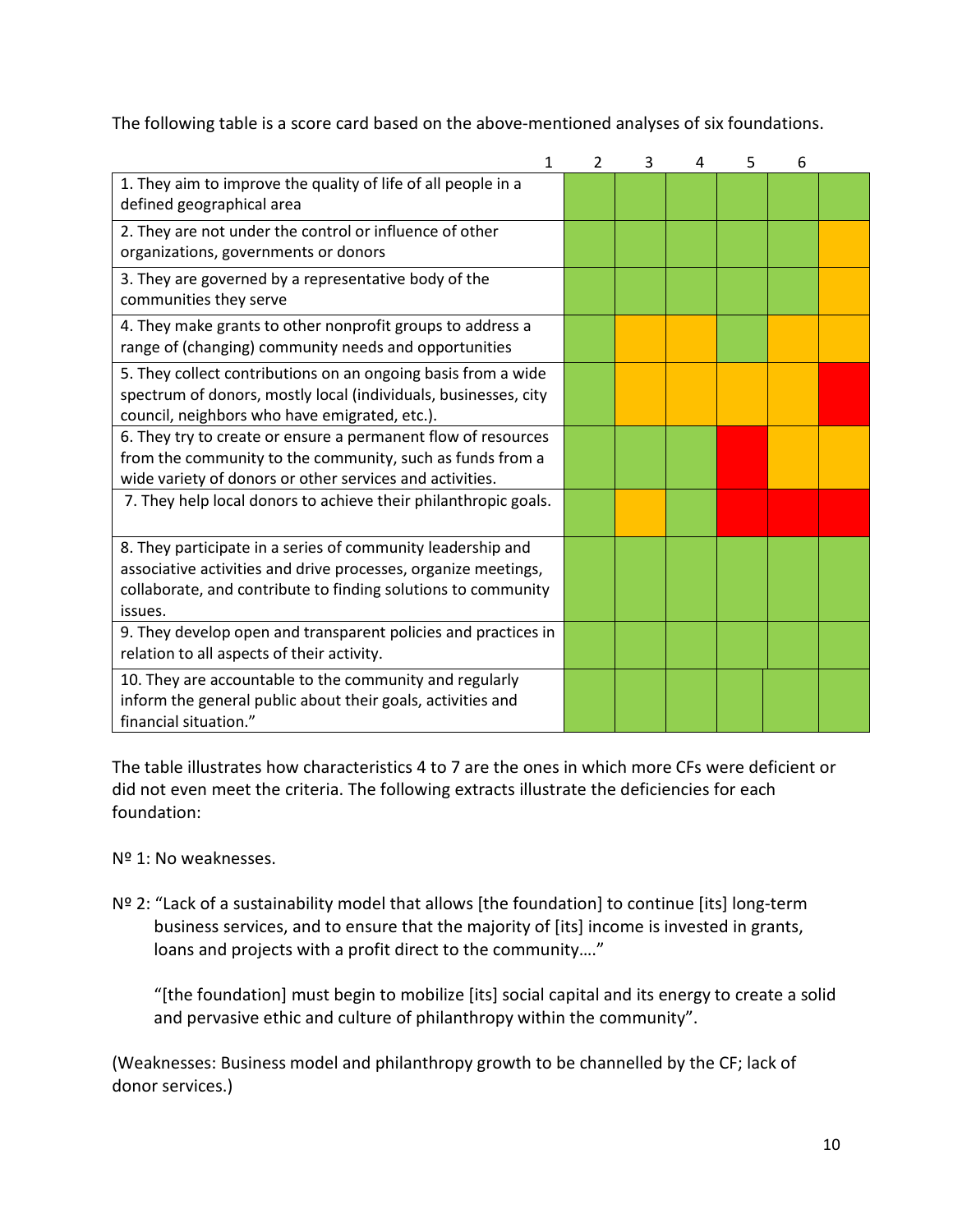The following table is a score card based on the above-mentioned analyses of six foundations.

| | 1 | 2 | 3 | 4 | 5 | 6 |
|---|---|---|---|---|---|---|
| 1. They aim to improve the quality of life of all people in a defined geographical area | Green | Green | Green | Green | Green | Green |
| 2. They are not under the control or influence of other organizations, governments or donors | Green | Green | Green | Green | Green | Orange |
| 3. They are governed by a representative body of the communities they serve | Green | Green | Green | Green | Green | Orange |
| 4. They make grants to other nonprofit groups to address a range of (changing) community needs and opportunities | Green | Orange | Orange | Green | Orange | Orange |
| 5. They collect contributions on an ongoing basis from a wide spectrum of donors, mostly local (individuals, businesses, city council, neighbors who have emigrated, etc.). | Green | Orange | Orange | Orange | Orange | Red |
| 6. They try to create or ensure a permanent flow of resources from the community to the community, such as funds from a wide variety of donors or other services and activities. | Green | Green | Green | Red | Orange | Orange |
| 7. They help local donors to achieve their philanthropic goals. | Green | Orange | Green | Red | Red | Red |
| 8. They participate in a series of community leadership and associative activities and drive processes, organize meetings, collaborate, and contribute to finding solutions to community issues. | Green | Green | Green | Green | Green | Green |
| 9. They develop open and transparent policies and practices in relation to all aspects of their activity. | Green | Green | Green | Green | Green | Green |
| 10. They are accountable to the community and regularly inform the general public about their goals, activities and financial situation." | Green | Green | Green | Green | Green | Green |

The table illustrates how characteristics 4 to 7 are the ones in which more CFs were deficient or did not even meet the criteria. The following extracts illustrate the deficiencies for each foundation:

Nº 1: No weaknesses.

Nº 2: "Lack of a sustainability model that allows [the foundation] to continue [its] long-term business services, and to ensure that the majority of [its] income is invested in grants, loans and projects with a profit direct to the community…."

"[the foundation] must begin to mobilize [its] social capital and its energy to create a solid and pervasive ethic and culture of philanthropy within the community".

(Weaknesses: Business model and philanthropy growth to be channelled by the CF; lack of donor services.)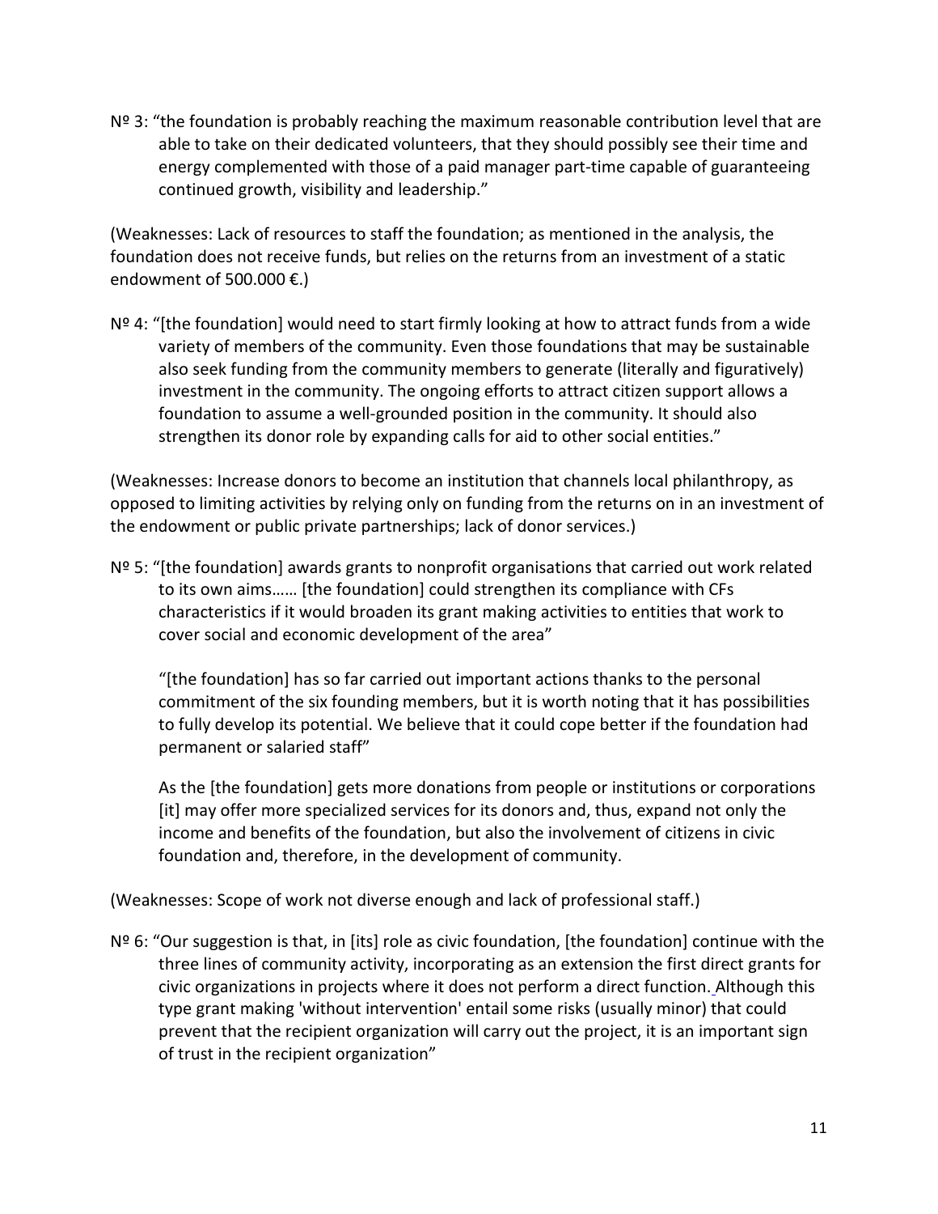Nº 3: "the foundation is probably reaching the maximum reasonable contribution level that are able to take on their dedicated volunteers, that they should possibly see their time and energy complemented with those of a paid manager part-time capable of guaranteeing continued growth, visibility and leadership."

(Weaknesses: Lack of resources to staff the foundation; as mentioned in the analysis, the foundation does not receive funds, but relies on the returns from an investment of a static endowment of 500.000 €.)

Nº 4: "[the foundation] would need to start firmly looking at how to attract funds from a wide variety of members of the community. Even those foundations that may be sustainable also seek funding from the community members to generate (literally and figuratively) investment in the community. The ongoing efforts to attract citizen support allows a foundation to assume a well-grounded position in the community. It should also strengthen its donor role by expanding calls for aid to other social entities."

(Weaknesses: Increase donors to become an institution that channels local philanthropy, as opposed to limiting activities by relying only on funding from the returns on in an investment of the endowment or public private partnerships; lack of donor services.)

Nº 5: "[the foundation] awards grants to nonprofit organisations that carried out work related to its own aims…… [the foundation] could strengthen its compliance with CFs characteristics if it would broaden its grant making activities to entities that work to cover social and economic development of the area"

"[the foundation] has so far carried out important actions thanks to the personal commitment of the six founding members, but it is worth noting that it has possibilities to fully develop its potential. We believe that it could cope better if the foundation had permanent or salaried staff"

As the [the foundation] gets more donations from people or institutions or corporations [it] may offer more specialized services for its donors and, thus, expand not only the income and benefits of the foundation, but also the involvement of citizens in civic foundation and, therefore, in the development of community.

(Weaknesses: Scope of work not diverse enough and lack of professional staff.)

Nº 6: "Our suggestion is that, in [its] role as civic foundation, [the foundation] continue with the three lines of community activity, incorporating as an extension the first direct grants for civic organizations in projects where it does not perform a direct function. Although this type grant making 'without intervention' entail some risks (usually minor) that could prevent that the recipient organization will carry out the project, it is an important sign of trust in the recipient organization"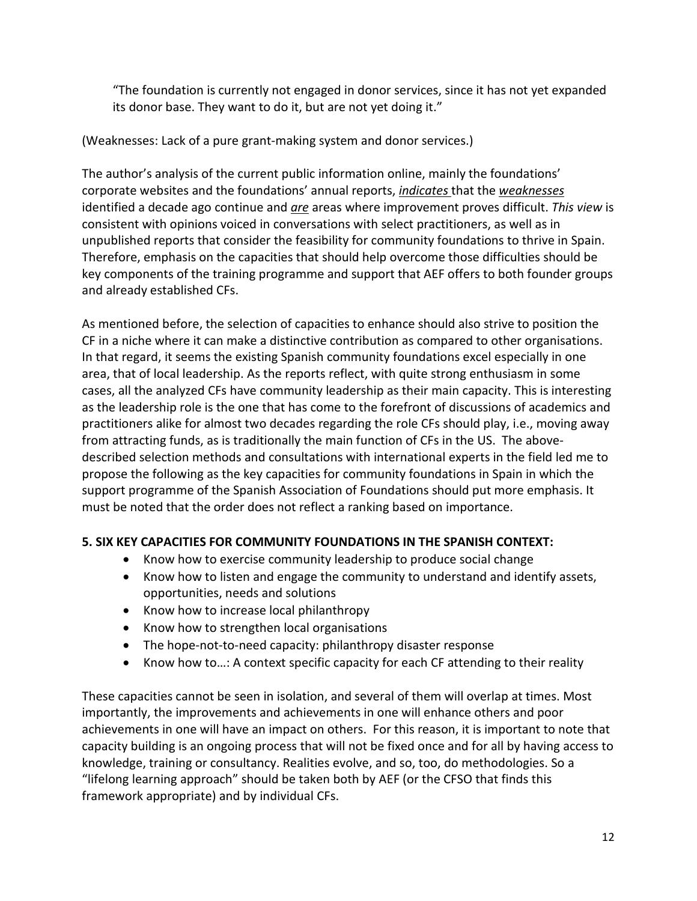“The foundation is currently not engaged in donor services, since it has not yet expanded its donor base. They want to do it, but are not yet doing it.”

(Weaknesses: Lack of a pure grant-making system and donor services.)

The author’s analysis of the current public information online, mainly the foundations’ corporate websites and the foundations’ annual reports, ***indicates*** that the ***weaknesses*** identified a decade ago continue and ***are*** areas where improvement proves difficult. *This view* is consistent with opinions voiced in conversations with select practitioners, as well as in unpublished reports that consider the feasibility for community foundations to thrive in Spain. Therefore, emphasis on the capacities that should help overcome those difficulties should be key components of the training programme and support that AEF offers to both founder groups and already established CFs.

As mentioned before, the selection of capacities to enhance should also strive to position the CF in a niche where it can make a distinctive contribution as compared to other organisations. In that regard, it seems the existing Spanish community foundations excel especially in one area, that of local leadership. As the reports reflect, with quite strong enthusiasm in some cases, all the analyzed CFs have community leadership as their main capacity. This is interesting as the leadership role is the one that has come to the forefront of discussions of academics and practitioners alike for almost two decades regarding the role CFs should play, i.e., moving away from attracting funds, as is traditionally the main function of CFs in the US. The above-described selection methods and consultations with international experts in the field led me to propose the following as the key capacities for community foundations in Spain in which the support programme of the Spanish Association of Foundations should put more emphasis. It must be noted that the order does not reflect a ranking based on importance.

**5. SIX KEY CAPACITIES FOR COMMUNITY FOUNDATIONS IN THE SPANISH CONTEXT:**

- Know how to exercise community leadership to produce social change
- Know how to listen and engage the community to understand and identify assets, opportunities, needs and solutions
- Know how to increase local philanthropy
- Know how to strengthen local organisations
- The hope-not-to-need capacity: philanthropy disaster response
- Know how to…: A context specific capacity for each CF attending to their reality

These capacities cannot be seen in isolation, and several of them will overlap at times. Most importantly, the improvements and achievements in one will enhance others and poor achievements in one will have an impact on others. For this reason, it is important to note that capacity building is an ongoing process that will not be fixed once and for all by having access to knowledge, training or consultancy. Realities evolve, and so, too, do methodologies. So a “lifelong learning approach” should be taken both by AEF (or the CFSO that finds this framework appropriate) and by individual CFs.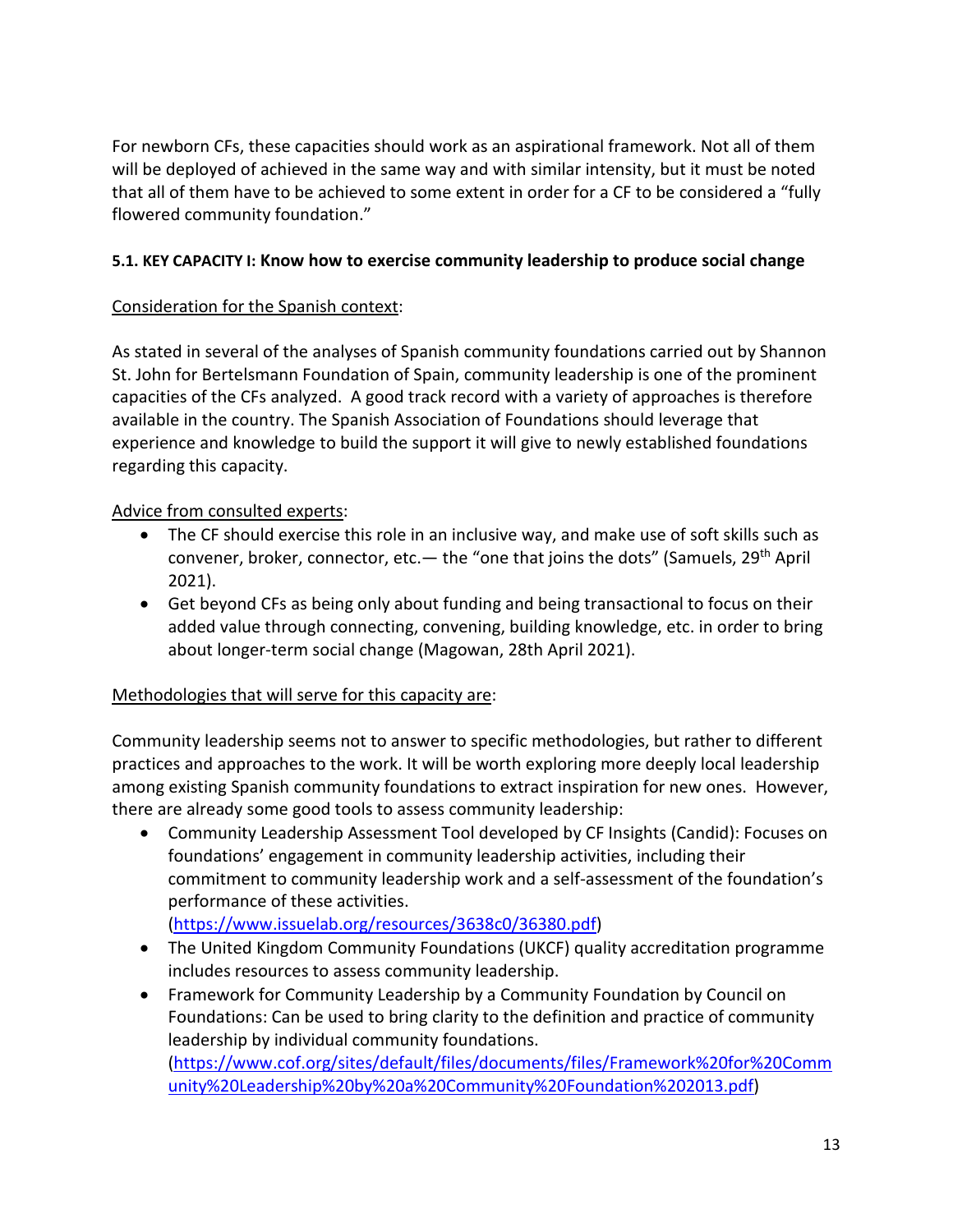For newborn CFs, these capacities should work as an aspirational framework. Not all of them will be deployed of achieved in the same way and with similar intensity, but it must be noted that all of them have to be achieved to some extent in order for a CF to be considered a "fully flowered community foundation."

### 5.1. KEY CAPACITY I: Know how to exercise community leadership to produce social change

Consideration for the Spanish context:

As stated in several of the analyses of Spanish community foundations carried out by Shannon St. John for Bertelsmann Foundation of Spain, community leadership is one of the prominent capacities of the CFs analyzed. A good track record with a variety of approaches is therefore available in the country. The Spanish Association of Foundations should leverage that experience and knowledge to build the support it will give to newly established foundations regarding this capacity.

Advice from consulted experts:

- The CF should exercise this role in an inclusive way, and make use of soft skills such as convener, broker, connector, etc.— the "one that joins the dots" (Samuels, 29th April 2021).
- Get beyond CFs as being only about funding and being transactional to focus on their added value through connecting, convening, building knowledge, etc. in order to bring about longer-term social change (Magowan, 28th April 2021).

Methodologies that will serve for this capacity are:

Community leadership seems not to answer to specific methodologies, but rather to different practices and approaches to the work. It will be worth exploring more deeply local leadership among existing Spanish community foundations to extract inspiration for new ones. However, there are already some good tools to assess community leadership:

- Community Leadership Assessment Tool developed by CF Insights (Candid): Focuses on foundations' engagement in community leadership activities, including their commitment to community leadership work and a self-assessment of the foundation's performance of these activities. (https://www.issuelab.org/resources/3638c0/36380.pdf)
- The United Kingdom Community Foundations (UKCF) quality accreditation programme includes resources to assess community leadership.
- Framework for Community Leadership by a Community Foundation by Council on Foundations: Can be used to bring clarity to the definition and practice of community leadership by individual community foundations. (https://www.cof.org/sites/default/files/documents/files/Framework%20for%20Community%20Leadership%20by%20a%20Community%20Foundation%202013.pdf)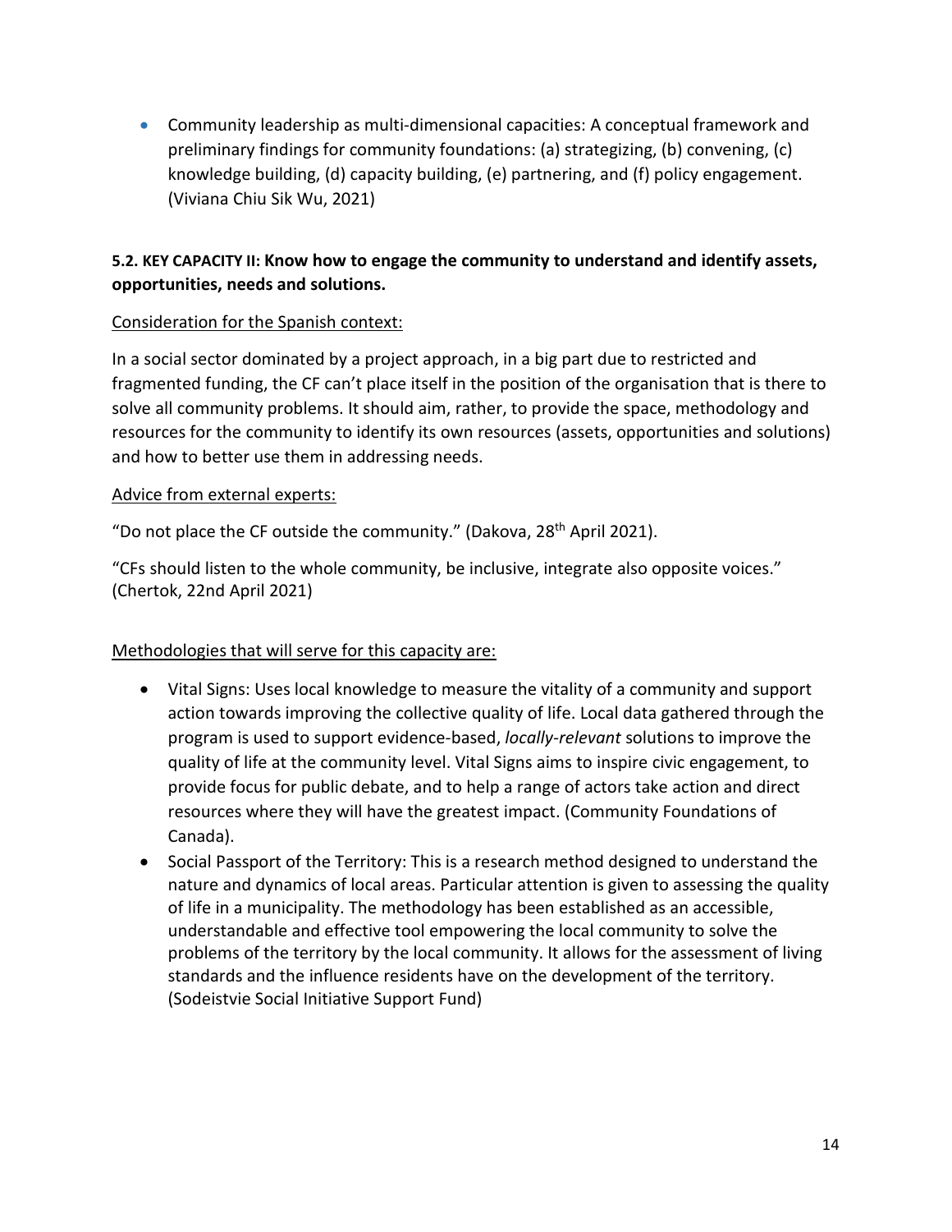- Community leadership as multi-dimensional capacities: A conceptual framework and preliminary findings for community foundations: (a) strategizing, (b) convening, (c) knowledge building, (d) capacity building, (e) partnering, and (f) policy engagement. (Viviana Chiu Sik Wu, 2021)

### 5.2. KEY CAPACITY II: Know how to engage the community to understand and identify assets, opportunities, needs and solutions.

Consideration for the Spanish context:

In a social sector dominated by a project approach, in a big part due to restricted and fragmented funding, the CF can't place itself in the position of the organisation that is there to solve all community problems. It should aim, rather, to provide the space, methodology and resources for the community to identify its own resources (assets, opportunities and solutions) and how to better use them in addressing needs.

Advice from external experts:

"Do not place the CF outside the community." (Dakova, 28th April 2021).

"CFs should listen to the whole community, be inclusive, integrate also opposite voices." (Chertok, 22nd April 2021)

Methodologies that will serve for this capacity are:

- Vital Signs: Uses local knowledge to measure the vitality of a community and support action towards improving the collective quality of life. Local data gathered through the program is used to support evidence-based, *locally-relevant* solutions to improve the quality of life at the community level. Vital Signs aims to inspire civic engagement, to provide focus for public debate, and to help a range of actors take action and direct resources where they will have the greatest impact. (Community Foundations of Canada).
- Social Passport of the Territory: This is a research method designed to understand the nature and dynamics of local areas. Particular attention is given to assessing the quality of life in a municipality. The methodology has been established as an accessible, understandable and effective tool empowering the local community to solve the problems of the territory by the local community. It allows for the assessment of living standards and the influence residents have on the development of the territory. (Sodeistvie Social Initiative Support Fund)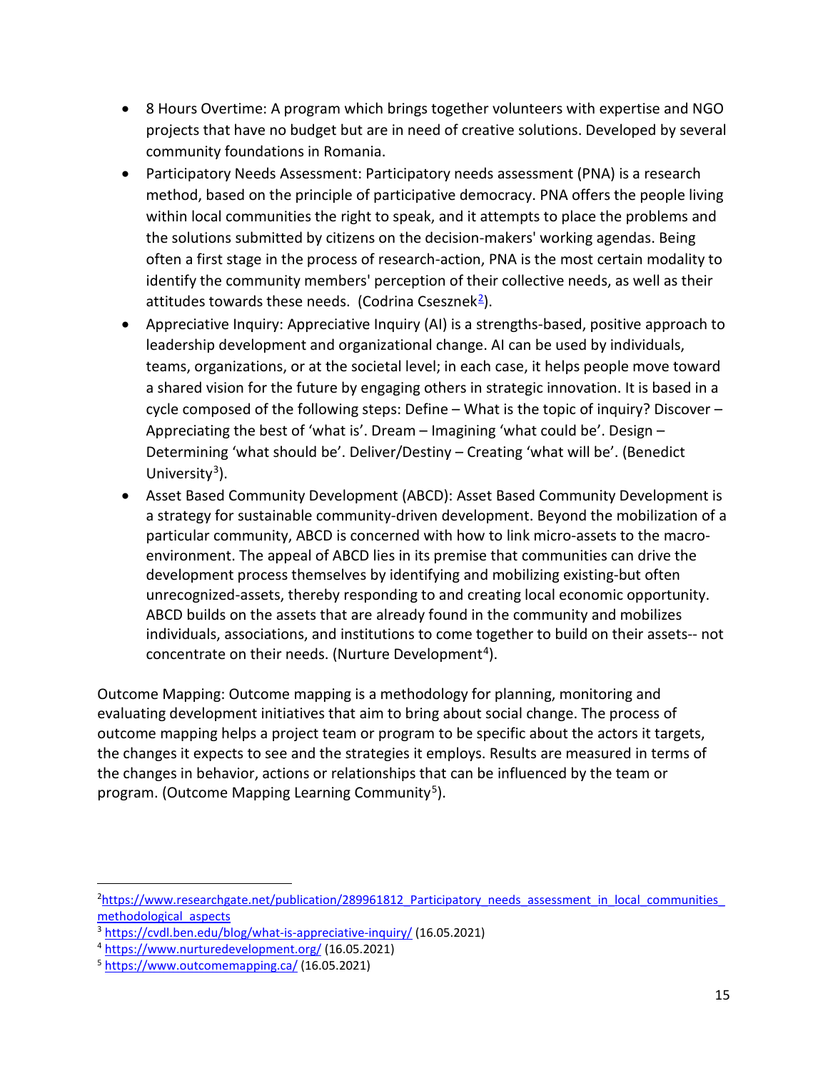- 8 Hours Overtime: A program which brings together volunteers with expertise and NGO projects that have no budget but are in need of creative solutions. Developed by several community foundations in Romania.
- Participatory Needs Assessment: Participatory needs assessment (PNA) is a research method, based on the principle of participative democracy. PNA offers the people living within local communities the right to speak, and it attempts to place the problems and the solutions submitted by citizens on the decision-makers' working agendas. Being often a first stage in the process of research-action, PNA is the most certain modality to identify the community members' perception of their collective needs, as well as their attitudes towards these needs. (Codrina Csesznek[2]).
- Appreciative Inquiry: Appreciative Inquiry (AI) is a strengths-based, positive approach to leadership development and organizational change. AI can be used by individuals, teams, organizations, or at the societal level; in each case, it helps people move toward a shared vision for the future by engaging others in strategic innovation. It is based in a cycle composed of the following steps: Define – What is the topic of inquiry? Discover – Appreciating the best of 'what is'. Dream – Imagining 'what could be'. Design – Determining 'what should be'. Deliver/Destiny – Creating 'what will be'. (Benedict University[3]).
- Asset Based Community Development (ABCD): Asset Based Community Development is a strategy for sustainable community-driven development. Beyond the mobilization of a particular community, ABCD is concerned with how to link micro-assets to the macro-environment. The appeal of ABCD lies in its premise that communities can drive the development process themselves by identifying and mobilizing existing-but often unrecognized-assets, thereby responding to and creating local economic opportunity. ABCD builds on the assets that are already found in the community and mobilizes individuals, associations, and institutions to come together to build on their assets-- not concentrate on their needs. (Nurture Development[4]).

Outcome Mapping: Outcome mapping is a methodology for planning, monitoring and evaluating development initiatives that aim to bring about social change. The process of outcome mapping helps a project team or program to be specific about the actors it targets, the changes it expects to see and the strategies it employs. Results are measured in terms of the changes in behavior, actions or relationships that can be influenced by the team or program. (Outcome Mapping Learning Community[5]).

---

[2] https://www.researchgate.net/publication/289961812_Participatory_needs_assessment_in_local_communities_methodological_aspects

[3] https://cvdl.ben.edu/blog/what-is-appreciative-inquiry/ (16.05.2021)

[4] https://www.nurturedevelopment.org/ (16.05.2021)

[5] https://www.outcomemapping.ca/ (16.05.2021)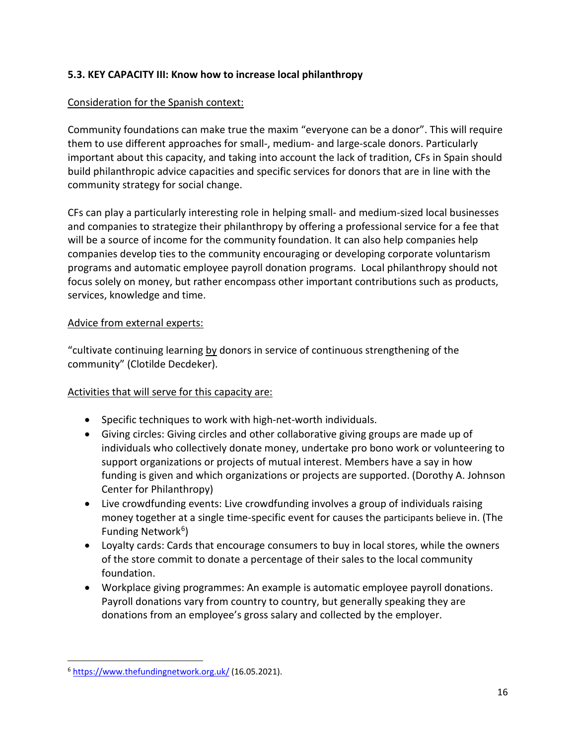### 5.3. KEY CAPACITY III: Know how to increase local philanthropy

<u>Consideration for the Spanish context:</u>

Community foundations can make true the maxim "everyone can be a donor". This will require them to use different approaches for small-, medium- and large-scale donors. Particularly important about this capacity, and taking into account the lack of tradition, CFs in Spain should build philanthropic advice capacities and specific services for donors that are in line with the community strategy for social change.

CFs can play a particularly interesting role in helping small- and medium-sized local businesses and companies to strategize their philanthropy by offering a professional service for a fee that will be a source of income for the community foundation. It can also help companies help companies develop ties to the community encouraging or developing corporate voluntarism programs and automatic employee payroll donation programs. Local philanthropy should not focus solely on money, but rather encompass other important contributions such as products, services, knowledge and time.

<u>Advice from external experts:</u>

"cultivate continuing learning <u>by</u> donors in service of continuous strengthening of the community" (Clotilde Decdeker).

<u>Activities that will serve for this capacity are:</u>

- Specific techniques to work with high-net-worth individuals.
- Giving circles: Giving circles and other collaborative giving groups are made up of individuals who collectively donate money, undertake pro bono work or volunteering to support organizations or projects of mutual interest. Members have a say in how funding is given and which organizations or projects are supported. (Dorothy A. Johnson Center for Philanthropy)
- Live crowdfunding events: Live crowdfunding involves a group of individuals raising money together at a single time-specific event for causes the participants believe in. (The Funding Network[6])
- Loyalty cards: Cards that encourage consumers to buy in local stores, while the owners of the store commit to donate a percentage of their sales to the local community foundation.
- Workplace giving programmes: An example is automatic employee payroll donations. Payroll donations vary from country to country, but generally speaking they are donations from an employee's gross salary and collected by the employer.

---

[6] https://www.thefundingnetwork.org.uk/ (16.05.2021).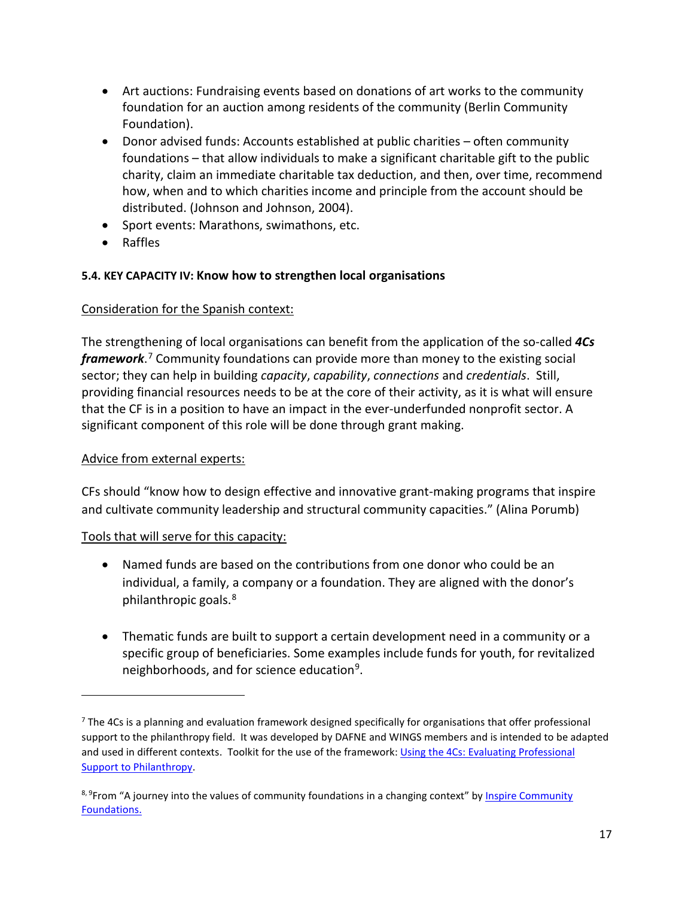- Art auctions: Fundraising events based on donations of art works to the community foundation for an auction among residents of the community (Berlin Community Foundation).
- Donor advised funds: Accounts established at public charities – often community foundations – that allow individuals to make a significant charitable gift to the public charity, claim an immediate charitable tax deduction, and then, over time, recommend how, when and to which charities income and principle from the account should be distributed. (Johnson and Johnson, 2004).
- Sport events: Marathons, swimathons, etc.
- Raffles

#### 5.4. KEY CAPACITY IV: Know how to strengthen local organisations

Consideration for the Spanish context:

The strengthening of local organisations can benefit from the application of the so-called ***4Cs framework***.[7] Community foundations can provide more than money to the existing social sector; they can help in building *capacity*, *capability*, *connections* and *credentials*. Still, providing financial resources needs to be at the core of their activity, as it is what will ensure that the CF is in a position to have an impact in the ever-underfunded nonprofit sector. A significant component of this role will be done through grant making.

Advice from external experts:

CFs should "know how to design effective and innovative grant-making programs that inspire and cultivate community leadership and structural community capacities." (Alina Porumb)

Tools that will serve for this capacity:

- Named funds are based on the contributions from one donor who could be an individual, a family, a company or a foundation. They are aligned with the donor's philanthropic goals.[8]
- Thematic funds are built to support a certain development need in a community or a specific group of beneficiaries. Some examples include funds for youth, for revitalized neighborhoods, and for science education[9].

---

[7] The 4Cs is a planning and evaluation framework designed specifically for organisations that offer professional support to the philanthropy field. It was developed by DAFNE and WINGS members and is intended to be adapted and used in different contexts. Toolkit for the use of the framework: Using the 4Cs: Evaluating Professional Support to Philanthropy.

[8, 9] From "A journey into the values of community foundations in a changing context" by Inspire Community Foundations.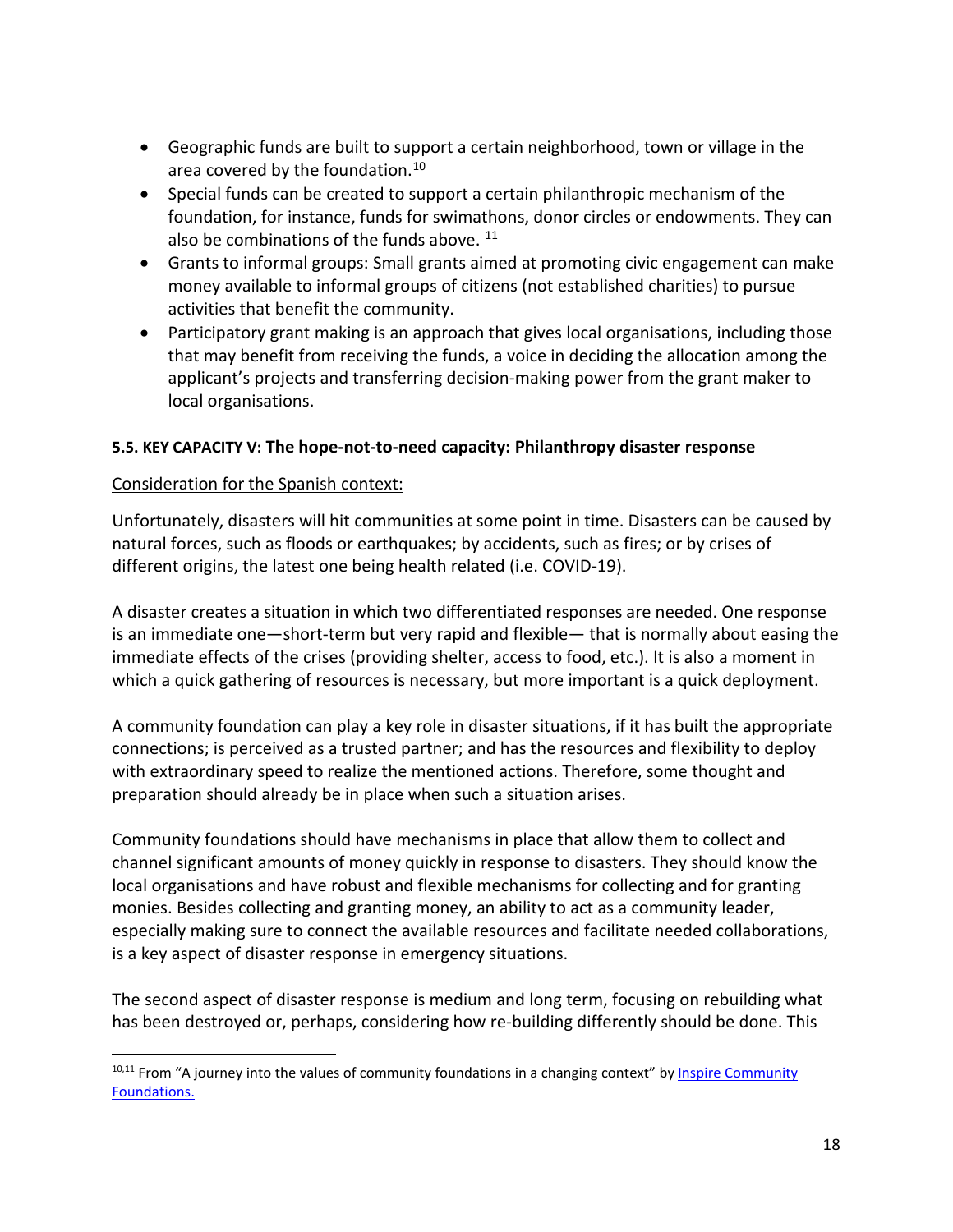- Geographic funds are built to support a certain neighborhood, town or village in the area covered by the foundation.[10]
- Special funds can be created to support a certain philanthropic mechanism of the foundation, for instance, funds for swimathons, donor circles or endowments. They can also be combinations of the funds above. [11]
- Grants to informal groups: Small grants aimed at promoting civic engagement can make money available to informal groups of citizens (not established charities) to pursue activities that benefit the community.
- Participatory grant making is an approach that gives local organisations, including those that may benefit from receiving the funds, a voice in deciding the allocation among the applicant's projects and transferring decision-making power from the grant maker to local organisations.

#### 5.5. KEY CAPACITY V: The hope-not-to-need capacity: Philanthropy disaster response

Consideration for the Spanish context:

Unfortunately, disasters will hit communities at some point in time. Disasters can be caused by natural forces, such as floods or earthquakes; by accidents, such as fires; or by crises of different origins, the latest one being health related (i.e. COVID-19).

A disaster creates a situation in which two differentiated responses are needed. One response is an immediate one—short-term but very rapid and flexible— that is normally about easing the immediate effects of the crises (providing shelter, access to food, etc.). It is also a moment in which a quick gathering of resources is necessary, but more important is a quick deployment.

A community foundation can play a key role in disaster situations, if it has built the appropriate connections; is perceived as a trusted partner; and has the resources and flexibility to deploy with extraordinary speed to realize the mentioned actions. Therefore, some thought and preparation should already be in place when such a situation arises.

Community foundations should have mechanisms in place that allow them to collect and channel significant amounts of money quickly in response to disasters. They should know the local organisations and have robust and flexible mechanisms for collecting and for granting monies. Besides collecting and granting money, an ability to act as a community leader, especially making sure to connect the available resources and facilitate needed collaborations, is a key aspect of disaster response in emergency situations.

The second aspect of disaster response is medium and long term, focusing on rebuilding what has been destroyed or, perhaps, considering how re-building differently should be done. This

[10,11] From "A journey into the values of community foundations in a changing context" by Inspire Community Foundations.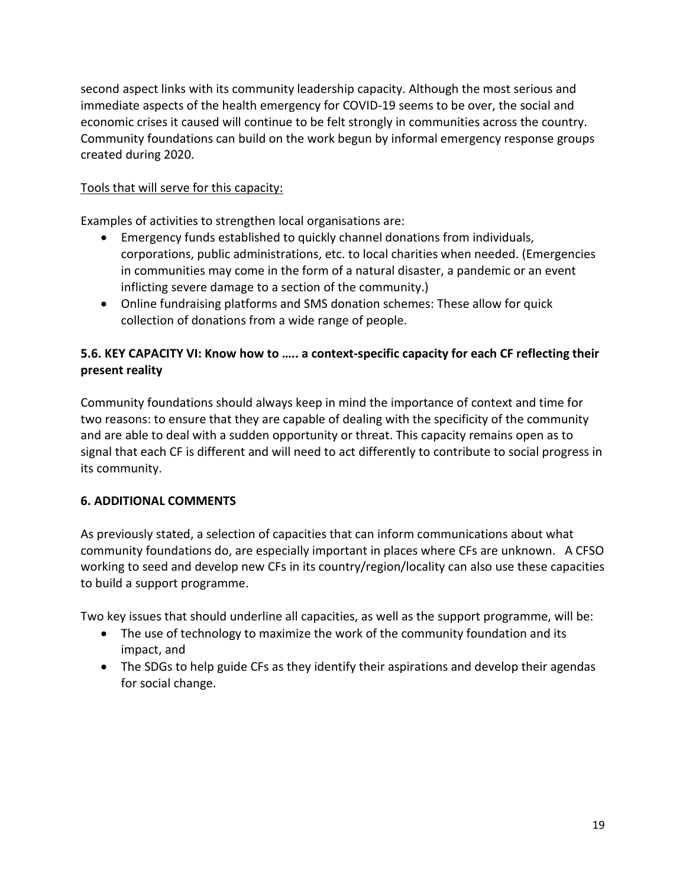second aspect links with its community leadership capacity. Although the most serious and immediate aspects of the health emergency for COVID-19 seems to be over, the social and economic crises it caused will continue to be felt strongly in communities across the country. Community foundations can build on the work begun by informal emergency response groups created during 2020.

<u>Tools that will serve for this capacity:</u>

Examples of activities to strengthen local organisations are:

- Emergency funds established to quickly channel donations from individuals, corporations, public administrations, etc. to local charities when needed. (Emergencies in communities may come in the form of a natural disaster, a pandemic or an event inflicting severe damage to a section of the community.)
- Online fundraising platforms and SMS donation schemes: These allow for quick collection of donations from a wide range of people.

### 5.6. KEY CAPACITY VI: Know how to ….. a context-specific capacity for each CF reflecting their present reality

Community foundations should always keep in mind the importance of context and time for two reasons: to ensure that they are capable of dealing with the specificity of the community and are able to deal with a sudden opportunity or threat. This capacity remains open as to signal that each CF is different and will need to act differently to contribute to social progress in its community.

## 6. ADDITIONAL COMMENTS

As previously stated, a selection of capacities that can inform communications about what community foundations do, are especially important in places where CFs are unknown. A CFSO working to seed and develop new CFs in its country/region/locality can also use these capacities to build a support programme.

Two key issues that should underline all capacities, as well as the support programme, will be:

- The use of technology to maximize the work of the community foundation and its impact, and
- The SDGs to help guide CFs as they identify their aspirations and develop their agendas for social change.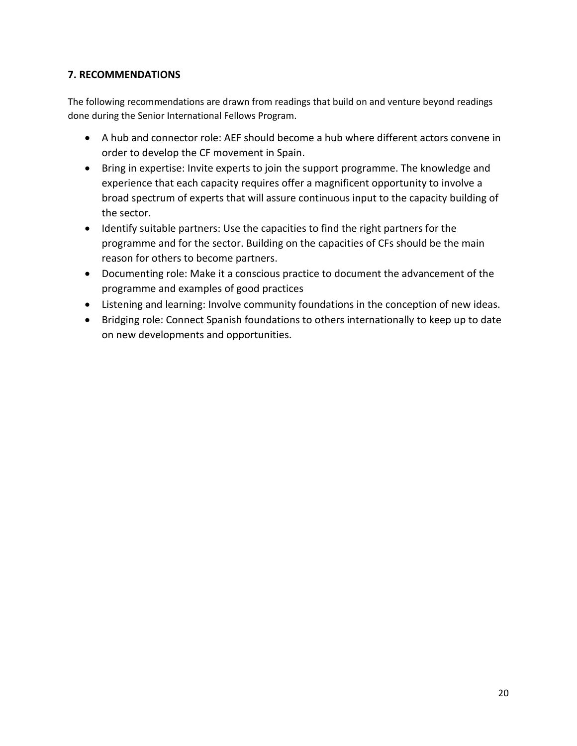## 7. RECOMMENDATIONS

The following recommendations are drawn from readings that build on and venture beyond readings done during the Senior International Fellows Program.

- A hub and connector role: AEF should become a hub where different actors convene in order to develop the CF movement in Spain.
- Bring in expertise: Invite experts to join the support programme. The knowledge and experience that each capacity requires offer a magnificent opportunity to involve a broad spectrum of experts that will assure continuous input to the capacity building of the sector.
- Identify suitable partners: Use the capacities to find the right partners for the programme and for the sector. Building on the capacities of CFs should be the main reason for others to become partners.
- Documenting role: Make it a conscious practice to document the advancement of the programme and examples of good practices
- Listening and learning: Involve community foundations in the conception of new ideas.
- Bridging role: Connect Spanish foundations to others internationally to keep up to date on new developments and opportunities.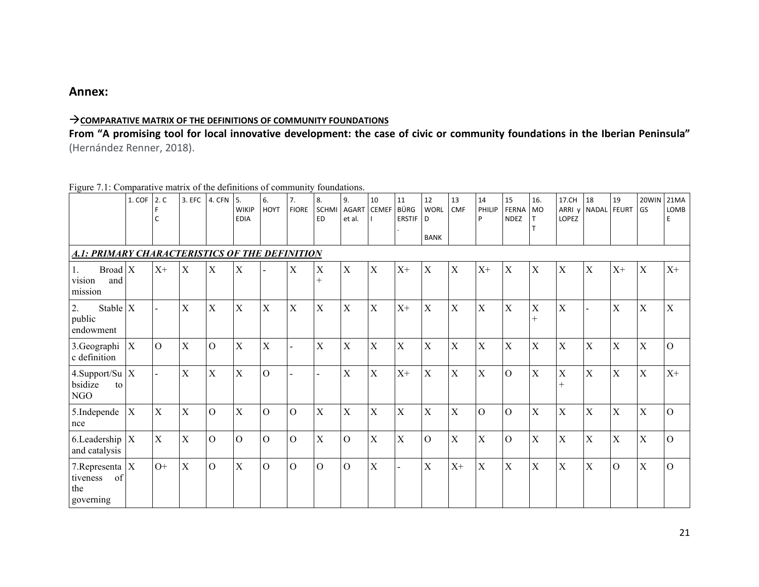## Annex:

→**COMPARATIVE MATRIX OF THE DEFINITIONS OF COMMUNITY FOUNDATIONS**

**From "A promising tool for local innovative development: the case of civic or community foundations in the Iberian Peninsula"** (Hernández Renner, 2018).

Figure 7.1: Comparative matrix of the definitions of community foundations.

| | 1. COF | 2. CFC | 3. EFC | 4. CFN | 5. WIKIPEDIA | 6. HOYT | 7. FIORE | 8. SCHMIED | 9. AGART et al. | 10 CEMEFI | 11 BÜRGERSTIF. | 12 WORLD BANK | 13 CMF | 14 PHILIPP | 15 FERNANDEZ | 16. MOTT | 17.CHARRI y LOPEZ | 18 NADAL | 19 FEURT | 20WINGS | 21MALOMBE |
|---|---|---|---|---|---|---|---|---|---|---|---|---|---|---|---|---|---|---|---|---|---|
| ***A.1: PRIMARY CHARACTERISTICS OF THE DEFINITION*** | | | | | | | | | | | | | | | | | | | | | |
| 1. Broad vision and mission | X | X+ | X | X | X | - | X | X+ | X | X | X+ | X | X | X+ | X | X | X | X | X+ | X | X+ |
| 2. Stable public endowment | X | - | X | X | X | X | X | X | X | X | X+ | X | X | X | X | X+ | X | - | X | X | X |
| 3.Geographic definition | X | O | X | O | X | X | - | X | X | X | X | X | X | X | X | X | X | X | X | X | O |
| 4.Support/Subsidize to NGO | X | - | X | X | X | O | - | - | X | X | X+ | X | X | X | O | X | X+ | X | X | X | X+ |
| 5.Independence | X | X | X | O | X | O | O | X | X | X | X | X | X | O | O | X | X | X | X | X | O |
| 6.Leadership and catalysis | X | X | X | O | O | O | O | X | O | X | X | O | X | X | O | X | X | X | X | X | O |
| 7.Representativeness of the governing | X | O+ | X | O | X | O | O | O | O | X | - | X | X+ | X | X | X | X | X | O | X | O |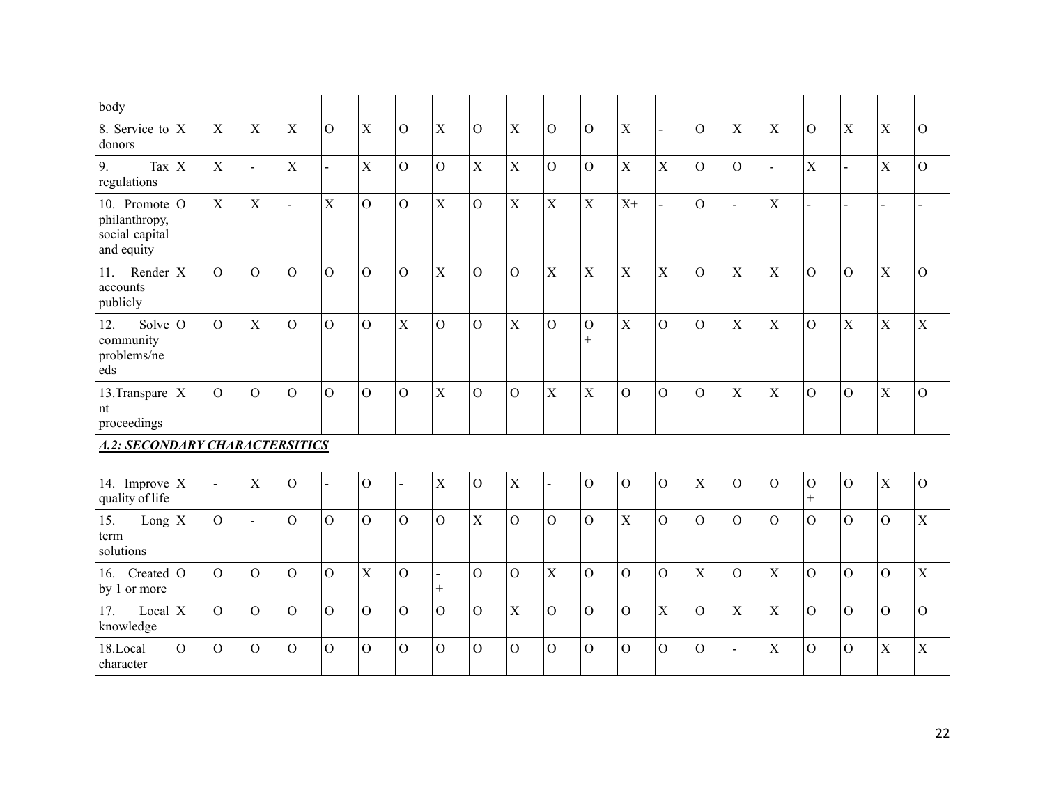| body | | | | | | | | | | | | | | | | | | | | | |
|---|---|---|---|---|---|---|---|---|---|---|---|---|---|---|---|---|---|---|---|---|---|
| 8. Service to donors | X | X | X | X | O | X | O | X | O | X | O | O | X | - | O | X | X | O | X | X | O |
| 9. Tax regulations | X | X | - | X | - | X | O | O | X | X | O | O | X | X | O | O | - | X | - | X | O |
| 10. Promote philanthropy, social capital and equity | O | X | X | - | X | O | O | X | O | X | X | X | X+ | - | O | - | X | - | - | - | - |
| 11. Render accounts publicly | X | O | O | O | O | O | O | X | O | O | X | X | X | X | O | X | X | O | O | X | O |
| 12. Solve community problems/needs | O | O | X | O | O | O | X | O | O | X | O | O + | X | O | O | X | X | O | X | X | X |
| 13.Transparent proceedings | X | O | O | O | O | O | O | X | O | O | X | X | O | O | O | X | X | O | O | X | O |
| ***A.2: SECONDARY CHARACTERSITICS*** | | | | | | | | | | | | | | | | | | | | | |
| 14. Improve quality of life | X | - | X | O | - | O | - | X | O | X | - | O | O | O | X | O | O | O + | O | X | O |
| 15. Long term solutions | X | O | - | O | O | O | O | O | X | O | O | O | X | O | O | O | O | O | O | O | X |
| 16. Created by 1 or more | O | O | O | O | O | X | O | - + | O | O | X | O | O | O | X | O | X | O | O | O | X |
| 17. Local knowledge | X | O | O | O | O | O | O | O | O | X | O | O | O | X | O | X | X | O | O | O | O |
| 18.Local character | O | O | O | O | O | O | O | O | O | O | O | O | O | O | O | - | X | O | O | X | X |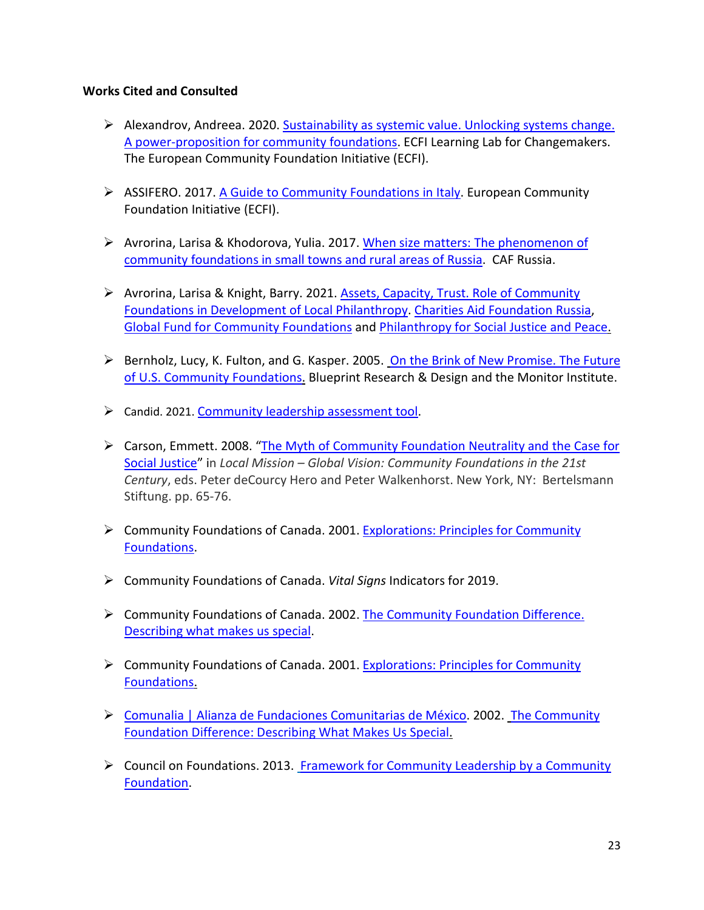**Works Cited and Consulted**

- Alexandrov, Andreea. 2020. Sustainability as systemic value. Unlocking systems change. A power-proposition for community foundations. ECFI Learning Lab for Changemakers. The European Community Foundation Initiative (ECFI).

- ASSIFERO. 2017. A Guide to Community Foundations in Italy. European Community Foundation Initiative (ECFI).

- Avrorina, Larisa & Khodorova, Yulia. 2017. When size matters: The phenomenon of community foundations in small towns and rural areas of Russia. CAF Russia.

- Avrorina, Larisa & Knight, Barry. 2021. Assets, Capacity, Trust. Role of Community Foundations in Development of Local Philanthropy. Charities Aid Foundation Russia, Global Fund for Community Foundations and Philanthropy for Social Justice and Peace.

- Bernholz, Lucy, K. Fulton, and G. Kasper. 2005. On the Brink of New Promise. The Future of U.S. Community Foundations. Blueprint Research & Design and the Monitor Institute.

- Candid. 2021. Community leadership assessment tool.

- Carson, Emmett. 2008. "The Myth of Community Foundation Neutrality and the Case for Social Justice" in *Local Mission – Global Vision: Community Foundations in the 21st Century*, eds. Peter deCourcy Hero and Peter Walkenhorst. New York, NY: Bertelsmann Stiftung. pp. 65-76.

- Community Foundations of Canada. 2001. Explorations: Principles for Community Foundations.

- Community Foundations of Canada. *Vital Signs* Indicators for 2019.

- Community Foundations of Canada. 2002. The Community Foundation Difference. Describing what makes us special.

- Community Foundations of Canada. 2001. Explorations: Principles for Community Foundations.

- Comunalia | Alianza de Fundaciones Comunitarias de México. 2002. The Community Foundation Difference: Describing What Makes Us Special.

- Council on Foundations. 2013. Framework for Community Leadership by a Community Foundation.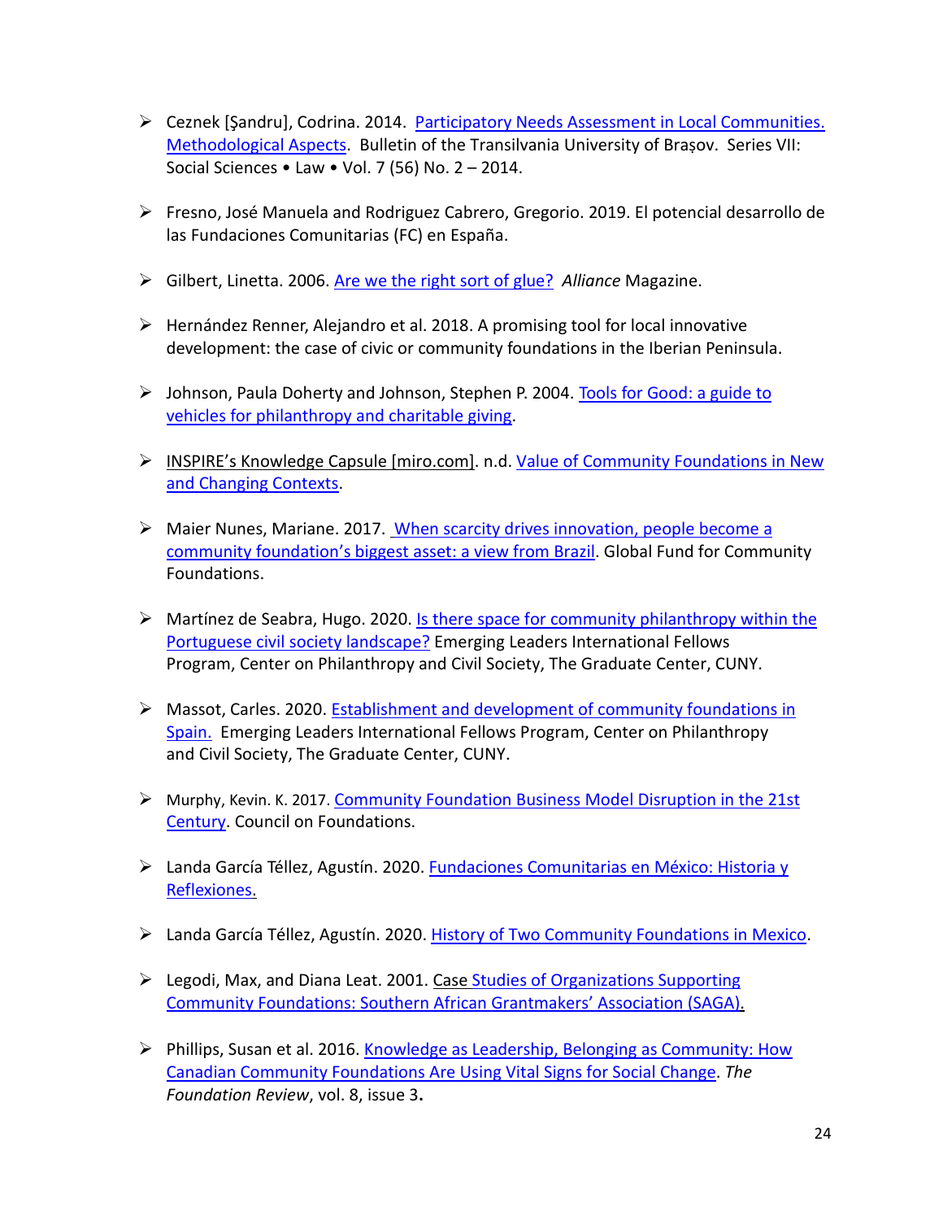- Ceznek [Şandru], Codrina. 2014. Participatory Needs Assessment in Local Communities. Methodological Aspects. Bulletin of the Transilvania University of Braşov. Series VII: Social Sciences • Law • Vol. 7 (56) No. 2 – 2014.

- Fresno, José Manuela and Rodriguez Cabrero, Gregorio. 2019. El potencial desarrollo de las Fundaciones Comunitarias (FC) en España.

- Gilbert, Linetta. 2006. Are we the right sort of glue? *Alliance* Magazine.

- Hernández Renner, Alejandro et al. 2018. A promising tool for local innovative development: the case of civic or community foundations in the Iberian Peninsula.

- Johnson, Paula Doherty and Johnson, Stephen P. 2004. Tools for Good: a guide to vehicles for philanthropy and charitable giving.

- INSPIRE's Knowledge Capsule [miro.com]. n.d. Value of Community Foundations in New and Changing Contexts.

- Maier Nunes, Mariane. 2017. When scarcity drives innovation, people become a community foundation's biggest asset: a view from Brazil. Global Fund for Community Foundations.

- Martínez de Seabra, Hugo. 2020. Is there space for community philanthropy within the Portuguese civil society landscape? Emerging Leaders International Fellows Program, Center on Philanthropy and Civil Society, The Graduate Center, CUNY.

- Massot, Carles. 2020. Establishment and development of community foundations in Spain. Emerging Leaders International Fellows Program, Center on Philanthropy and Civil Society, The Graduate Center, CUNY.

- Murphy, Kevin. K. 2017. Community Foundation Business Model Disruption in the 21st Century. Council on Foundations.

- Landa García Téllez, Agustín. 2020. Fundaciones Comunitarias en México: Historia y Reflexiones.

- Landa García Téllez, Agustín. 2020. History of Two Community Foundations in Mexico.

- Legodi, Max, and Diana Leat. 2001. Case Studies of Organizations Supporting Community Foundations: Southern African Grantmakers' Association (SAGA).

- Phillips, Susan et al. 2016. Knowledge as Leadership, Belonging as Community: How Canadian Community Foundations Are Using Vital Signs for Social Change. *The Foundation Review*, vol. 8, issue 3.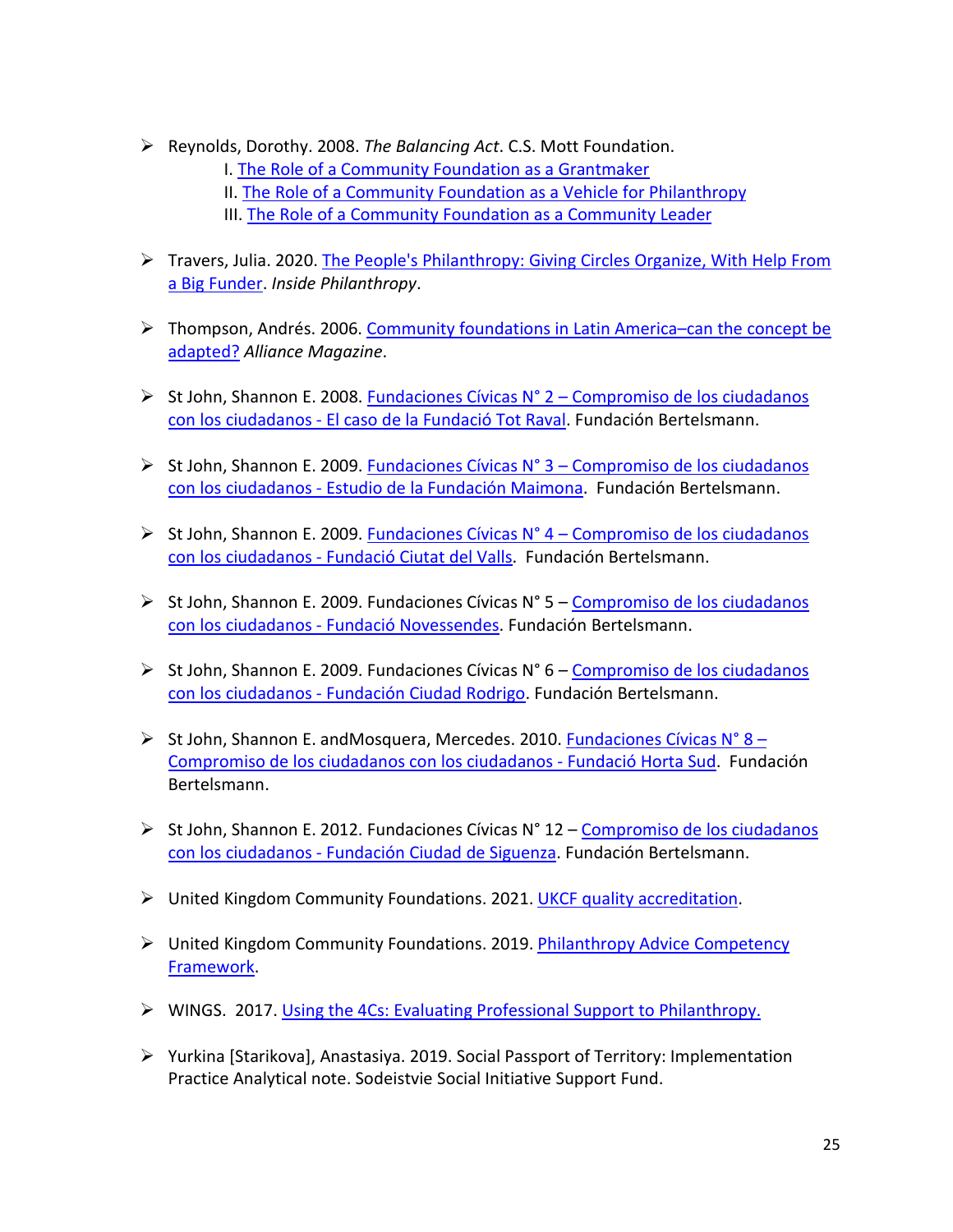- Reynolds, Dorothy. 2008. *The Balancing Act*. C.S. Mott Foundation.
  - I. The Role of a Community Foundation as a Grantmaker
  - II. The Role of a Community Foundation as a Vehicle for Philanthropy
  - III. The Role of a Community Foundation as a Community Leader

- Travers, Julia. 2020. The People's Philanthropy: Giving Circles Organize, With Help From a Big Funder. *Inside Philanthropy*.

- Thompson, Andrés. 2006. Community foundations in Latin America–can the concept be adapted? *Alliance Magazine*.

- St John, Shannon E. 2008. Fundaciones Cívicas N° 2 – Compromiso de los ciudadanos con los ciudadanos - El caso de la Fundació Tot Raval. Fundación Bertelsmann.

- St John, Shannon E. 2009. Fundaciones Cívicas N° 3 – Compromiso de los ciudadanos con los ciudadanos - Estudio de la Fundación Maimona. Fundación Bertelsmann.

- St John, Shannon E. 2009. Fundaciones Cívicas N° 4 – Compromiso de los ciudadanos con los ciudadanos - Fundació Ciutat del Valls. Fundación Bertelsmann.

- St John, Shannon E. 2009. Fundaciones Cívicas N° 5 – Compromiso de los ciudadanos con los ciudadanos - Fundació Novessendes. Fundación Bertelsmann.

- St John, Shannon E. 2009. Fundaciones Cívicas N° 6 – Compromiso de los ciudadanos con los ciudadanos - Fundación Ciudad Rodrigo. Fundación Bertelsmann.

- St John, Shannon E. andMosquera, Mercedes. 2010. Fundaciones Cívicas N° 8 – Compromiso de los ciudadanos con los ciudadanos - Fundació Horta Sud. Fundación Bertelsmann.

- St John, Shannon E. 2012. Fundaciones Cívicas N° 12 – Compromiso de los ciudadanos con los ciudadanos - Fundación Ciudad de Siguenza. Fundación Bertelsmann.

- United Kingdom Community Foundations. 2021. UKCF quality accreditation.

- United Kingdom Community Foundations. 2019. Philanthropy Advice Competency Framework.

- WINGS. 2017. Using the 4Cs: Evaluating Professional Support to Philanthropy.

- Yurkina [Starikova], Anastasiya. 2019. Social Passport of Territory: Implementation Practice Analytical note. Sodeistvie Social Initiative Support Fund.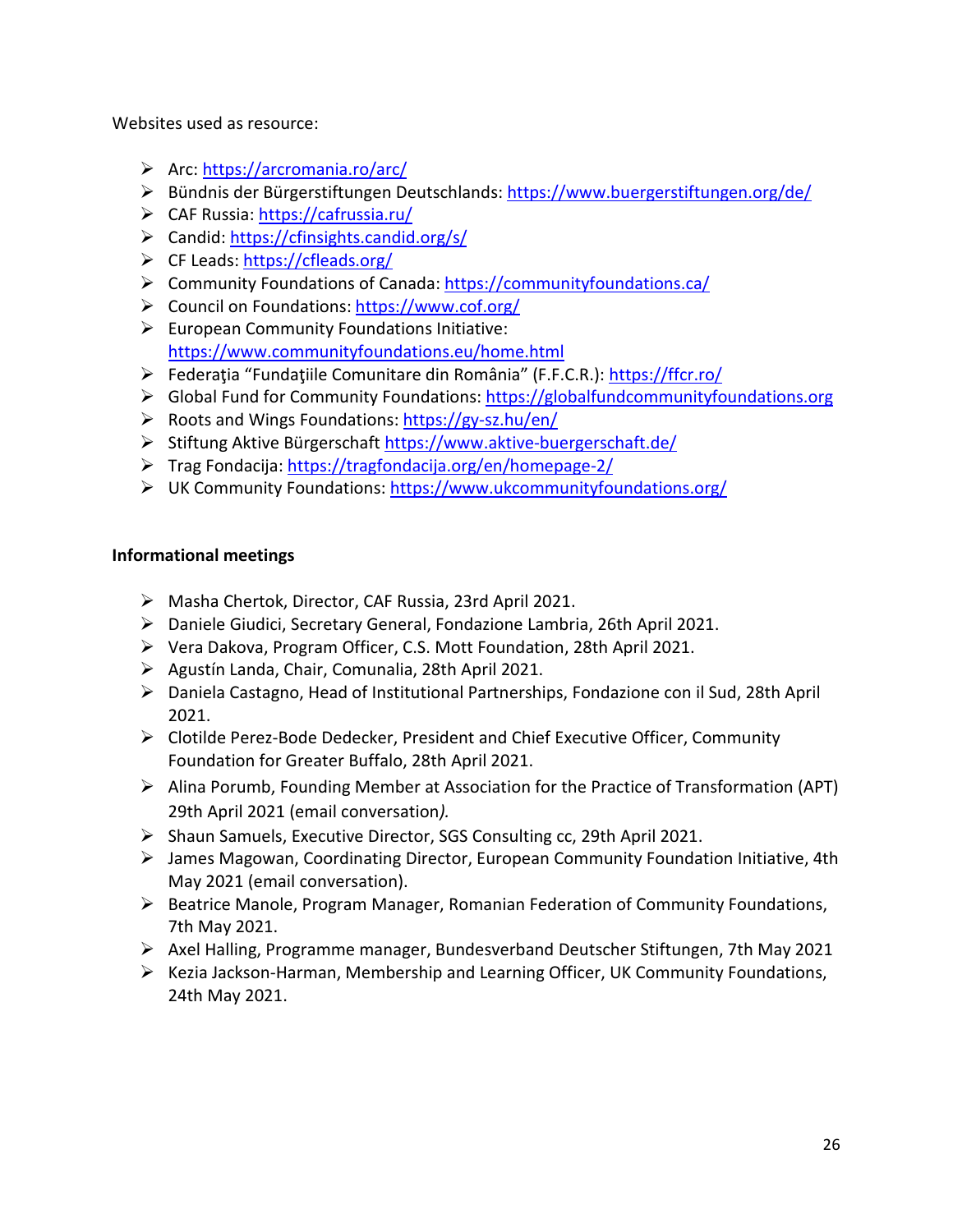Websites used as resource:

- Arc: https://arcromania.ro/arc/
- Bündnis der Bürgerstiftungen Deutschlands: https://www.buergerstiftungen.org/de/
- CAF Russia: https://cafrussia.ru/
- Candid: https://cfinsights.candid.org/s/
- CF Leads: https://cfleads.org/
- Community Foundations of Canada: https://communityfoundations.ca/
- Council on Foundations: https://www.cof.org/
- European Community Foundations Initiative: https://www.communityfoundations.eu/home.html
- Federaţia "Fundaţiile Comunitare din România" (F.F.C.R.): https://ffcr.ro/
- Global Fund for Community Foundations: https://globalfundcommunityfoundations.org
- Roots and Wings Foundations: https://gy-sz.hu/en/
- Stiftung Aktive Bürgerschaft https://www.aktive-buergerschaft.de/
- Trag Fondacija: https://tragfondacija.org/en/homepage-2/
- UK Community Foundations: https://www.ukcommunityfoundations.org/

**Informational meetings**

- Masha Chertok, Director, CAF Russia, 23rd April 2021.
- Daniele Giudici, Secretary General, Fondazione Lambria, 26th April 2021.
- Vera Dakova, Program Officer, C.S. Mott Foundation, 28th April 2021.
- Agustín Landa, Chair, Comunalia, 28th April 2021.
- Daniela Castagno, Head of Institutional Partnerships, Fondazione con il Sud, 28th April 2021.
- Clotilde Perez-Bode Dedecker, President and Chief Executive Officer, Community Foundation for Greater Buffalo, 28th April 2021.
- Alina Porumb, Founding Member at Association for the Practice of Transformation (APT) 29th April 2021 (email conversation*).*
- Shaun Samuels, Executive Director, SGS Consulting cc, 29th April 2021.
- James Magowan, Coordinating Director, European Community Foundation Initiative, 4th May 2021 (email conversation).
- Beatrice Manole, Program Manager, Romanian Federation of Community Foundations, 7th May 2021.
- Axel Halling, Programme manager, Bundesverband Deutscher Stiftungen, 7th May 2021
- Kezia Jackson-Harman, Membership and Learning Officer, UK Community Foundations, 24th May 2021.